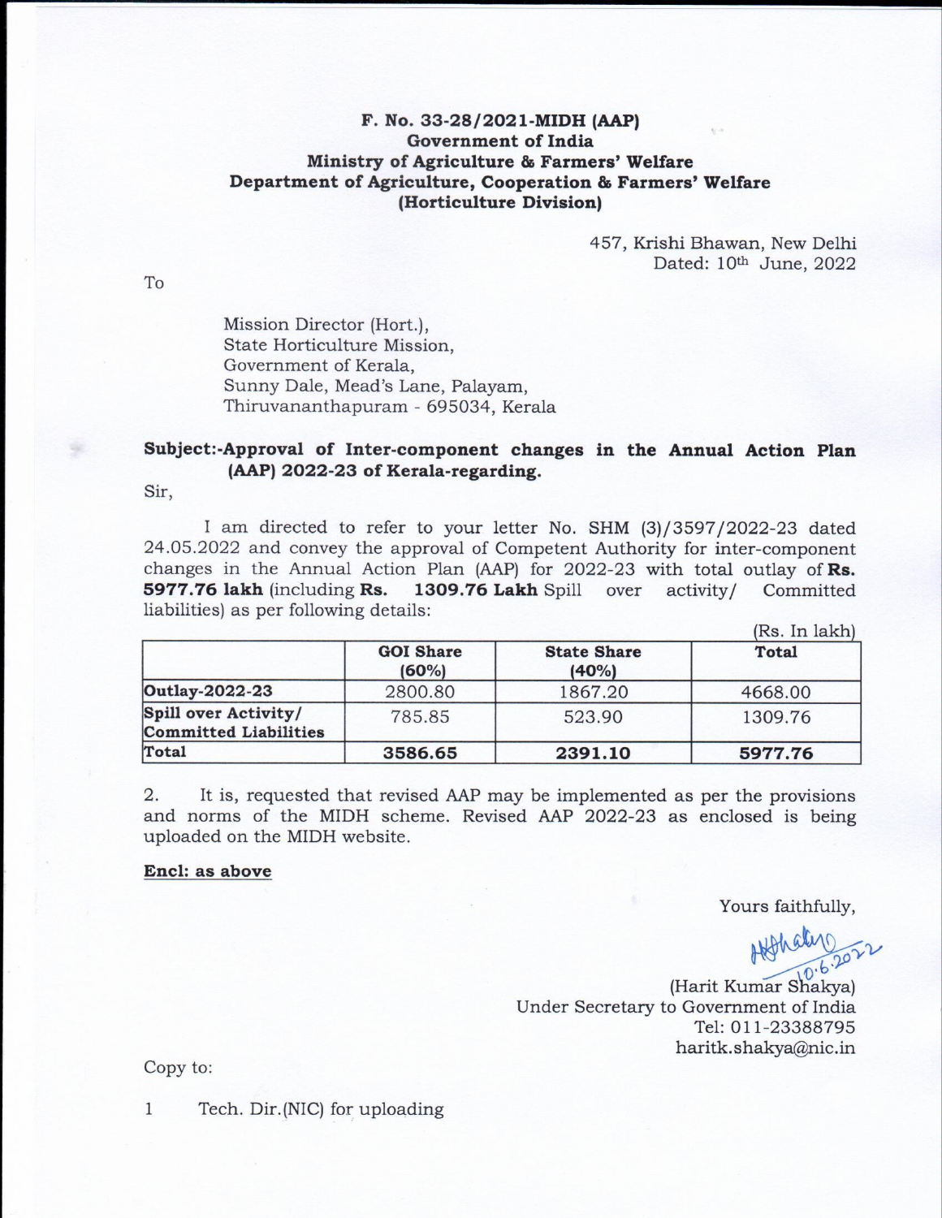**F. No. 33-28/2021-MIDH (AAP)**
**Government of India**
**Ministry of Agriculture & Farmers' Welfare**
**Department of Agriculture, Cooperation & Farmers' Welfare**
**(Horticulture Division)**

457, Krishi Bhawan, New Delhi
Dated: 10th June, 2022

To

Mission Director (Hort.),
State Horticulture Mission,
Government of Kerala,
Sunny Dale, Mead's Lane, Palayam,
Thiruvananthapuram - 695034, Kerala

**Subject:-Approval of Inter-component changes in the Annual Action Plan (AAP) 2022-23 of Kerala-regarding.**

Sir,

I am directed to refer to your letter No. SHM (3)/3597/2022-23 dated 24.05.2022 and convey the approval of Competent Authority for inter-component changes in the Annual Action Plan (AAP) for 2022-23 with total outlay of **Rs. 5977.76 lakh** (including **Rs. 1309.76 Lakh** Spill over activity/ Committed liabilities) as per following details:

(Rs. In lakh)

| | GOI Share (60%) | State Share (40%) | Total |
|---|---|---|---|
| **Outlay-2022-23** | 2800.80 | 1867.20 | 4668.00 |
| **Spill over Activity/ Committed Liabilities** | 785.85 | 523.90 | 1309.76 |
| **Total** | **3586.65** | **2391.10** | **5977.76** |

2. It is, requested that revised AAP may be implemented as per the provisions and norms of the MIDH scheme. Revised AAP 2022-23 as enclosed is being uploaded on the MIDH website.

**Encl: as above**

Yours faithfully,

10.6.2022

(Harit Kumar Shakya)
Under Secretary to Government of India
Tel: 011-23388795
haritk.shakya@nic.in

Copy to:

1 Tech. Dir.(NIC) for uploading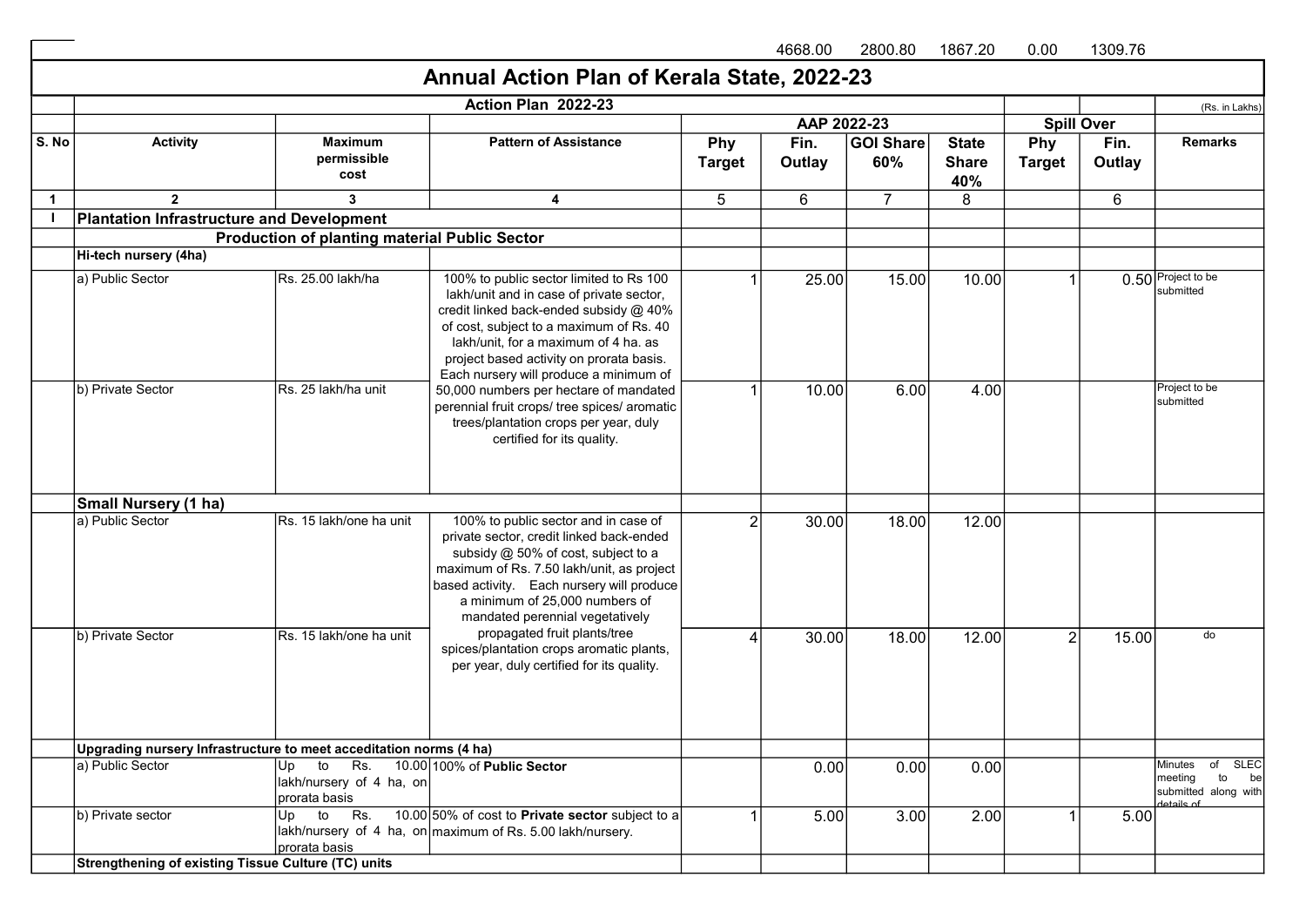| | | | | | 4668.00 | 2800.80 | 1867.20 | 0.00 | 1309.76 | |
|---|---|---|---|---|---|---|---|---|---|---|

# Annual Action Plan of Kerala State, 2022-23

| | | | Action Plan 2022-23 | | | | | | | (Rs. in Lakhs) |
|---|---|---|---|---|---|---|---|---|---|---|
| | | | | AAP 2022-23 | | | | Spill Over | | |
| S. No | Activity | Maximum permissible cost | Pattern of Assistance | Phy Target | Fin. Outlay | GOI Share 60% | State Share 40% | Phy Target | Fin. Outlay | Remarks |
| 1 | 2 | 3 | 4 | 5 | 6 | 7 | 8 | | 6 | |
| I | **Plantation Infrastructure and Development** | | | | | | | | | |
| | **Production of planting material Public Sector** | | | | | | | | | |
| | **Hi-tech nursery (4ha)** | | | | | | | | | |
| | a) Public Sector | Rs. 25.00 lakh/ha | 100% to public sector limited to Rs 100 lakh/unit and in case of private sector, credit linked back-ended subsidy @ 40% of cost, subject to a maximum of Rs. 40 lakh/unit, for a maximum of 4 ha. as project based activity on prorata basis. Each nursery will produce a minimum of 50,000 numbers per hectare of mandated perennial fruit crops/ tree spices/ aromatic trees/plantation crops per year, duly certified for its quality. | 1 | 25.00 | 15.00 | 10.00 | 1 | 0.50 | Project to be submitted |
| | b) Private Sector | Rs. 25 lakh/ha unit | | 1 | 10.00 | 6.00 | 4.00 | | | Project to be submitted |
| | **Small Nursery (1 ha)** | | | | | | | | | |
| | a) Public Sector | Rs. 15 lakh/one ha unit | 100% to public sector and in case of private sector, credit linked back-ended subsidy @ 50% of cost, subject to a maximum of Rs. 7.50 lakh/unit, as project based activity. Each nursery will produce a minimum of 25,000 numbers of mandated perennial vegetatively propagated fruit plants/tree spices/plantation crops aromatic plants, per year, duly certified for its quality. | 2 | 30.00 | 18.00 | 12.00 | | | |
| | b) Private Sector | Rs. 15 lakh/one ha unit | | 4 | 30.00 | 18.00 | 12.00 | 2 | 15.00 | do |
| | **Upgrading nursery Infrastructure to meet acceditation norms (4 ha)** | | | | | | | | | |
| | a) Public Sector | Up to Rs. 10.00 lakh/nursery of 4 ha, on prorata basis | 100% of **Public Sector** | | 0.00 | 0.00 | 0.00 | | | Minutes of SLEC meeting to be submitted along with details of |
| | b) Private sector | Up to Rs. 10.00 lakh/nursery of 4 ha, on prorata basis | 50% of cost to **Private sector** subject to a maximum of Rs. 5.00 lakh/nursery. | 1 | 5.00 | 3.00 | 2.00 | 1 | 5.00 | |
| | **Strengthening of existing Tissue Culture (TC) units** | | | | | | | | | |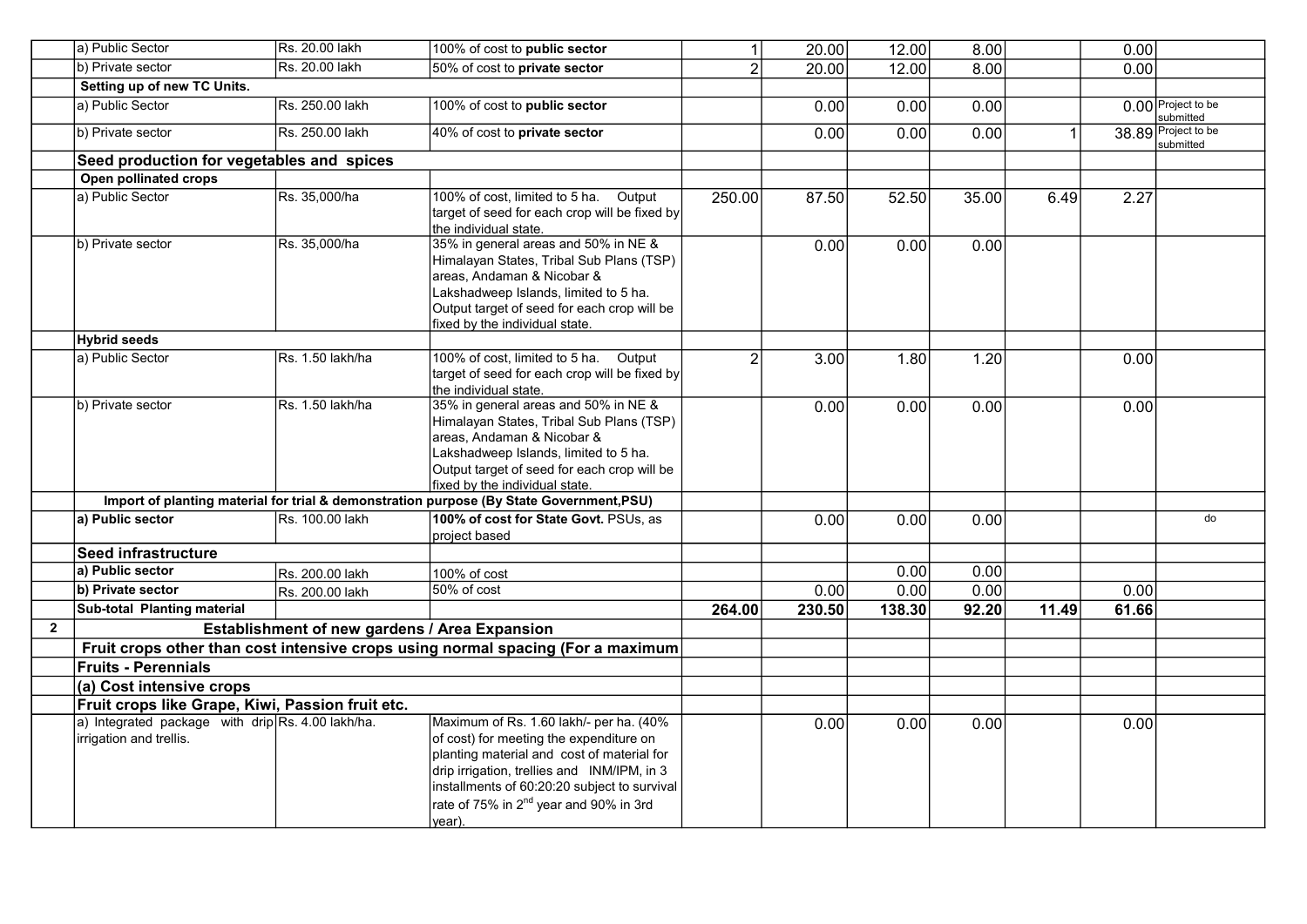| | | | | | | | | | | |
|---|---|---|---|---|---|---|---|---|---|---|
| | a) Public Sector | Rs. 20.00 lakh | 100% of cost to **public sector** | 1 | 20.00 | 12.00 | 8.00 | | 0.00 | |
| | b) Private sector | Rs. 20.00 lakh | 50% of cost to **private sector** | 2 | 20.00 | 12.00 | 8.00 | | 0.00 | |
| | **Setting up of new TC Units.** | | | | | | | | | |
| | a) Public Sector | Rs. 250.00 lakh | 100% of cost to **public sector** | | 0.00 | 0.00 | 0.00 | | 0.00 | Project to be submitted |
| | b) Private sector | Rs. 250.00 lakh | 40% of cost to **private sector** | | 0.00 | 0.00 | 0.00 | 1 | 38.89 | Project to be submitted |
| | **Seed production for vegetables and spices** | | | | | | | | | |
| | **Open pollinated crops** | | | | | | | | | |
| | a) Public Sector | Rs. 35,000/ha | 100% of cost, limited to 5 ha. Output target of seed for each crop will be fixed by the individual state. | 250.00 | 87.50 | 52.50 | 35.00 | 6.49 | 2.27 | |
| | b) Private sector | Rs. 35,000/ha | 35% in general areas and 50% in NE & Himalayan States, Tribal Sub Plans (TSP) areas, Andaman & Nicobar & Lakshadweep Islands, limited to 5 ha. Output target of seed for each crop will be fixed by the individual state. | | 0.00 | 0.00 | 0.00 | | | |
| | **Hybrid seeds** | | | | | | | | | |
| | a) Public Sector | Rs. 1.50 lakh/ha | 100% of cost, limited to 5 ha. Output target of seed for each crop will be fixed by the individual state. | 2 | 3.00 | 1.80 | 1.20 | | 0.00 | |
| | b) Private sector | Rs. 1.50 lakh/ha | 35% in general areas and 50% in NE & Himalayan States, Tribal Sub Plans (TSP) areas, Andaman & Nicobar & Lakshadweep Islands, limited to 5 ha. Output target of seed for each crop will be fixed by the individual state. | | 0.00 | 0.00 | 0.00 | | 0.00 | |
| | **Import of planting material for trial & demonstration purpose (By State Government,PSU)** | | | | | | | | | |
| | **a) Public sector** | Rs. 100.00 lakh | **100% of cost for State Govt.** PSUs, as project based | | 0.00 | 0.00 | 0.00 | | | do |
| | **Seed infrastructure** | | | | | | | | | |
| | **a) Public sector** | Rs. 200.00 lakh | 100% of cost | | | 0.00 | 0.00 | | | |
| | **b) Private sector** | Rs. 200.00 lakh | 50% of cost | | 0.00 | 0.00 | 0.00 | | 0.00 | |
| | **Sub-total Planting material** | | | **264.00** | **230.50** | **138.30** | **92.20** | **11.49** | **61.66** | |
| **2** | **Establishment of new gardens / Area Expansion** | | | | | | | | | |
| | **Fruit crops other than cost intensive crops using normal spacing (For a maximum** | | | | | | | | | |
| | **Fruits - Perennials** | | | | | | | | | |
| | **(a) Cost intensive crops** | | | | | | | | | |
| | **Fruit crops like Grape, Kiwi, Passion fruit etc.** | | | | | | | | | |
| | a) Integrated package with drip irrigation and trellis. | Rs. 4.00 lakh/ha. | Maximum of Rs. 1.60 lakh/- per ha. (40% of cost) for meeting the expenditure on planting material and cost of material for drip irrigation, trellies and INM/IPM, in 3 installments of 60:20:20 subject to survival rate of 75% in 2nd year and 90% in 3rd year). | | 0.00 | 0.00 | 0.00 | | 0.00 | |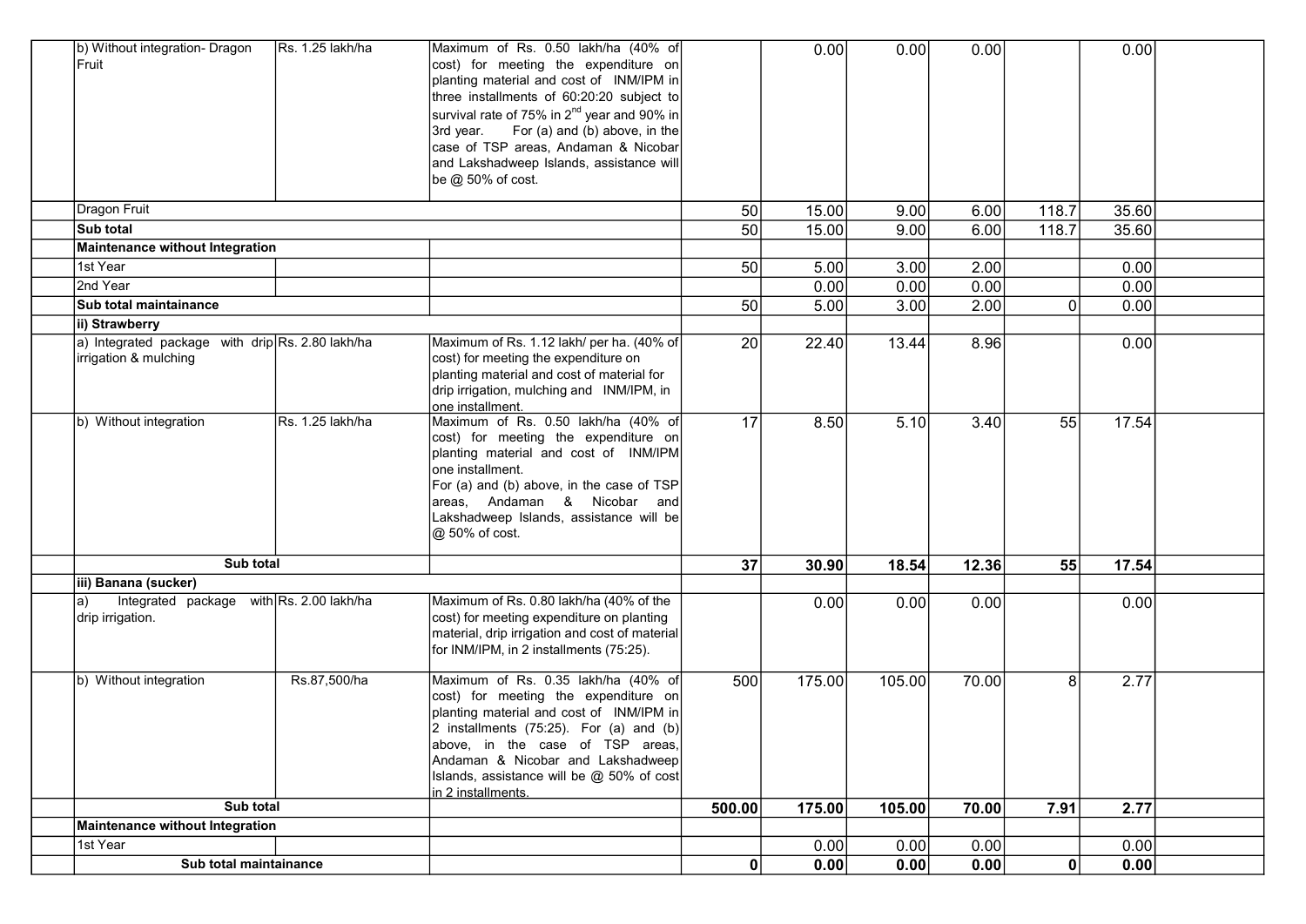| | | | | | | | | | | |
|---|---|---|---|---|---|---|---|---|---|---|
| | b) Without integration- Dragon Fruit | Rs. 1.25 lakh/ha | Maximum of Rs. 0.50 lakh/ha (40% of cost) for meeting the expenditure on planting material and cost of INM/IPM in three installments of 60:20:20 subject to survival rate of 75% in 2nd year and 90% in 3rd year. For (a) and (b) above, in the case of TSP areas, Andaman & Nicobar and Lakshadweep Islands, assistance will be @ 50% of cost. | | 0.00 | 0.00 | 0.00 | | 0.00 | |
| | Dragon Fruit | | | 50 | 15.00 | 9.00 | 6.00 | 118.7 | 35.60 | |
| | **Sub total** | | | 50 | 15.00 | 9.00 | 6.00 | 118.7 | 35.60 | |
| | **Maintenance without Integration** | | | | | | | | | |
| | 1st Year | | | 50 | 5.00 | 3.00 | 2.00 | | 0.00 | |
| | 2nd Year | | | | 0.00 | 0.00 | 0.00 | | 0.00 | |
| | **Sub total maintainance** | | | 50 | 5.00 | 3.00 | 2.00 | 0 | 0.00 | |
| | **ii) Strawberry** | | | | | | | | | |
| | a) Integrated package with drip irrigation & mulching | Rs. 2.80 lakh/ha | Maximum of Rs. 1.12 lakh/ per ha. (40% of cost) for meeting the expenditure on planting material and cost of material for drip irrigation, mulching and INM/IPM, in one installment. | 20 | 22.40 | 13.44 | 8.96 | | 0.00 | |
| | b) Without integration | Rs. 1.25 lakh/ha | Maximum of Rs. 0.50 lakh/ha (40% of cost) for meeting the expenditure on planting material and cost of INM/IPM one installment. For (a) and (b) above, in the case of TSP areas, Andaman & Nicobar and Lakshadweep Islands, assistance will be @ 50% of cost. | 17 | 8.50 | 5.10 | 3.40 | 55 | 17.54 | |
| | **Sub total** | | | **37** | **30.90** | **18.54** | **12.36** | **55** | **17.54** | |
| | **iii) Banana (sucker)** | | | | | | | | | |
| | a) Integrated package with drip irrigation. | Rs. 2.00 lakh/ha | Maximum of Rs. 0.80 lakh/ha (40% of the cost) for meeting expenditure on planting material, drip irrigation and cost of material for INM/IPM, in 2 installments (75:25). | | 0.00 | 0.00 | 0.00 | | 0.00 | |
| | b) Without integration | Rs.87,500/ha | Maximum of Rs. 0.35 lakh/ha (40% of cost) for meeting the expenditure on planting material and cost of INM/IPM in 2 installments (75:25). For (a) and (b) above, in the case of TSP areas, Andaman & Nicobar and Lakshadweep Islands, assistance will be @ 50% of cost in 2 installments. | 500 | 175.00 | 105.00 | 70.00 | 8 | 2.77 | |
| | **Sub total** | | | **500.00** | **175.00** | **105.00** | **70.00** | **7.91** | **2.77** | |
| | **Maintenance without Integration** | | | | | | | | | |
| | 1st Year | | | | 0.00 | 0.00 | 0.00 | | 0.00 | |
| | **Sub total maintainance** | | | **0** | **0.00** | **0.00** | **0.00** | **0** | **0.00** | |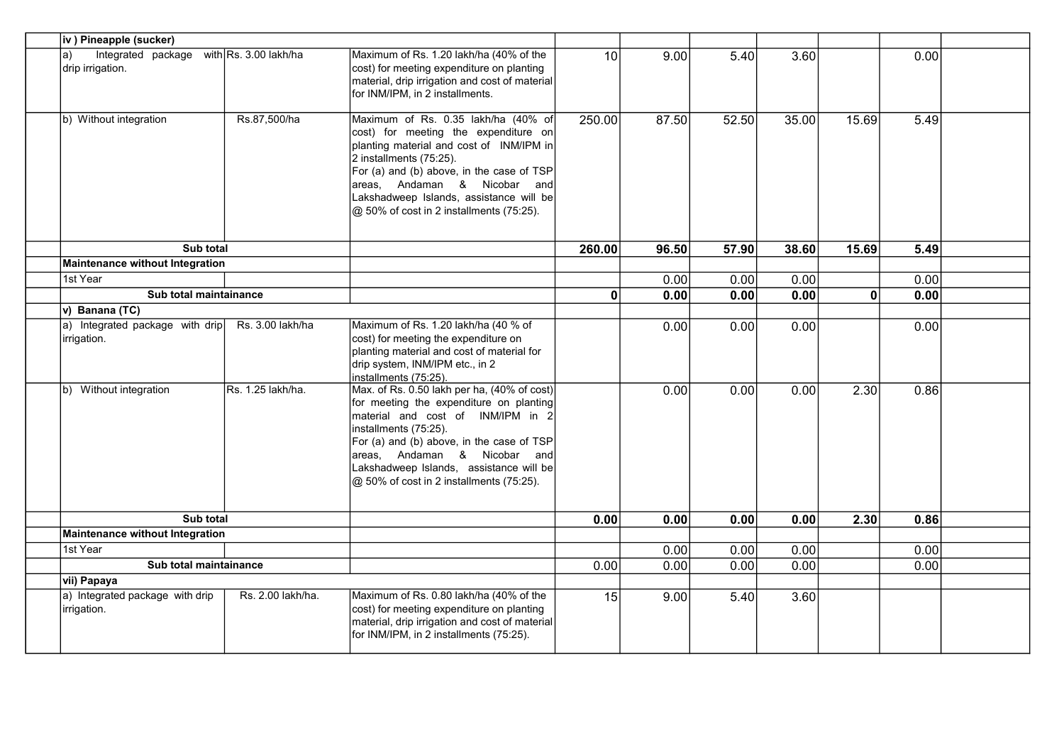| | | | | | | | | | | |
|---|---|---|---|---|---|---|---|---|---|---|
| | **iv ) Pineapple (sucker)** | | | | | | | | | |
| | a) Integrated package with drip irrigation. | Rs. 3.00 lakh/ha | Maximum of Rs. 1.20 lakh/ha (40% of the cost) for meeting expenditure on planting material, drip irrigation and cost of material for INM/IPM, in 2 installments. | 10 | 9.00 | 5.40 | 3.60 | | 0.00 | |
| | b) Without integration | Rs.87,500/ha | Maximum of Rs. 0.35 lakh/ha (40% of cost) for meeting the expenditure on planting material and cost of INM/IPM in 2 installments (75:25). For (a) and (b) above, in the case of TSP areas, Andaman & Nicobar and Lakshadweep Islands, assistance will be @ 50% of cost in 2 installments (75:25). | 250.00 | 87.50 | 52.50 | 35.00 | 15.69 | 5.49 | |
| | **Sub total** | | | **260.00** | **96.50** | **57.90** | **38.60** | **15.69** | **5.49** | |
| | **Maintenance without Integration** | | | | | | | | | |
| | 1st Year | | | | 0.00 | 0.00 | 0.00 | | 0.00 | |
| | **Sub total maintainance** | | | **0** | **0.00** | **0.00** | **0.00** | **0** | **0.00** | |
| | **v) Banana (TC)** | | | | | | | | | |
| | a) Integrated package with drip irrigation. | Rs. 3.00 lakh/ha | Maximum of Rs. 1.20 lakh/ha (40 % of cost) for meeting the expenditure on planting material and cost of material for drip system, INM/IPM etc., in 2 installments (75:25). | | 0.00 | 0.00 | 0.00 | | 0.00 | |
| | b) Without integration | Rs. 1.25 lakh/ha. | Max. of Rs. 0.50 lakh per ha, (40% of cost) for meeting the expenditure on planting material and cost of INM/IPM in 2 installments (75:25). For (a) and (b) above, in the case of TSP areas, Andaman & Nicobar and Lakshadweep Islands, assistance will be @ 50% of cost in 2 installments (75:25). | | 0.00 | 0.00 | 0.00 | 2.30 | 0.86 | |
| | **Sub total** | | | **0.00** | **0.00** | **0.00** | **0.00** | **2.30** | **0.86** | |
| | **Maintenance without Integration** | | | | | | | | | |
| | 1st Year | | | | 0.00 | 0.00 | 0.00 | | 0.00 | |
| | **Sub total maintainance** | | | 0.00 | 0.00 | 0.00 | 0.00 | | 0.00 | |
| | **vii) Papaya** | | | | | | | | | |
| | a) Integrated package with drip irrigation. | Rs. 2.00 lakh/ha. | Maximum of Rs. 0.80 lakh/ha (40% of the cost) for meeting expenditure on planting material, drip irrigation and cost of material for INM/IPM, in 2 installments (75:25). | 15 | 9.00 | 5.40 | 3.60 | | | |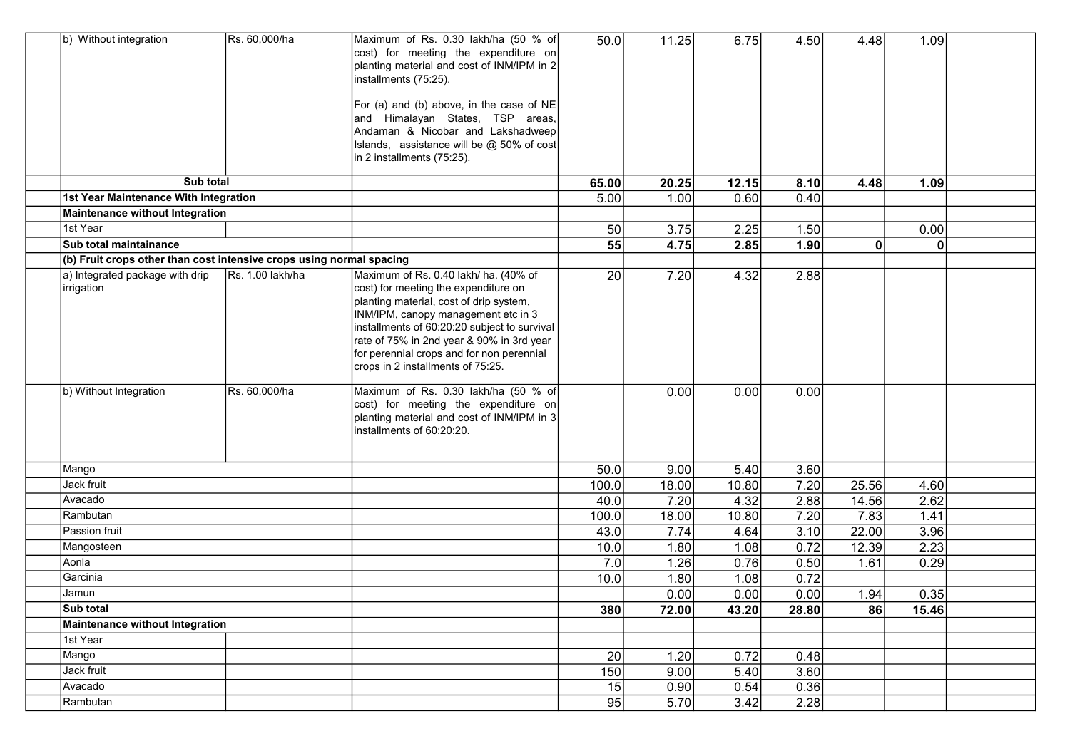| | | | | | | | | | |
|---|---|---|---|---|---|---|---|---|---|
| | b) Without integration | Rs. 60,000/ha | Maximum of Rs. 0.30 lakh/ha (50 % of cost) for meeting the expenditure on planting material and cost of INM/IPM in 2 installments (75:25).<br><br>For (a) and (b) above, in the case of NE and Himalayan States, TSP areas, Andaman & Nicobar and Lakshadweep Islands, assistance will be @ 50% of cost in 2 installments (75:25). | 50.0 | 11.25 | 6.75 | 4.50 | 4.48 | 1.09 |
| | **Sub total** | | | **65.00** | **20.25** | **12.15** | **8.10** | **4.48** | **1.09** |
| | **1st Year Maintenance With Integration** | | | 5.00 | 1.00 | 0.60 | 0.40 | | |
| | **Maintenance without Integration** | | | | | | | | |
| | 1st Year | | | 50 | 3.75 | 2.25 | 1.50 | | 0.00 |
| | **Sub total maintainance** | | | **55** | **4.75** | **2.85** | **1.90** | **0** | **0** |
| | **(b) Fruit crops other than cost intensive crops using normal spacing** | | | | | | | | |
| | a) Integrated package with drip irrigation | Rs. 1.00 lakh/ha | Maximum of Rs. 0.40 lakh/ ha. (40% of cost) for meeting the expenditure on planting material, cost of drip system, INM/IPM, canopy management etc in 3 installments of 60:20:20 subject to survival rate of 75% in 2nd year & 90% in 3rd year for perennial crops and for non perennial crops in 2 installments of 75:25. | 20 | 7.20 | 4.32 | 2.88 | | |
| | b) Without Integration | Rs. 60,000/ha | Maximum of Rs. 0.30 lakh/ha (50 % of cost) for meeting the expenditure on planting material and cost of INM/IPM in 3 installments of 60:20:20. | | 0.00 | 0.00 | 0.00 | | |
| | Mango | | | 50.0 | 9.00 | 5.40 | 3.60 | | |
| | Jack fruit | | | 100.0 | 18.00 | 10.80 | 7.20 | 25.56 | 4.60 |
| | Avacado | | | 40.0 | 7.20 | 4.32 | 2.88 | 14.56 | 2.62 |
| | Rambutan | | | 100.0 | 18.00 | 10.80 | 7.20 | 7.83 | 1.41 |
| | Passion fruit | | | 43.0 | 7.74 | 4.64 | 3.10 | 22.00 | 3.96 |
| | Mangosteen | | | 10.0 | 1.80 | 1.08 | 0.72 | 12.39 | 2.23 |
| | Aonla | | | 7.0 | 1.26 | 0.76 | 0.50 | 1.61 | 0.29 |
| | Garcinia | | | 10.0 | 1.80 | 1.08 | 0.72 | | |
| | Jamun | | | | 0.00 | 0.00 | 0.00 | 1.94 | 0.35 |
| | **Sub total** | | | **380** | **72.00** | **43.20** | **28.80** | **86** | **15.46** |
| | **Maintenance without Integration** | | | | | | | | |
| | 1st Year | | | | | | | | |
| | Mango | | | 20 | 1.20 | 0.72 | 0.48 | | |
| | Jack fruit | | | 150 | 9.00 | 5.40 | 3.60 | | |
| | Avacado | | | 15 | 0.90 | 0.54 | 0.36 | | |
| | Rambutan | | | 95 | 5.70 | 3.42 | 2.28 | | |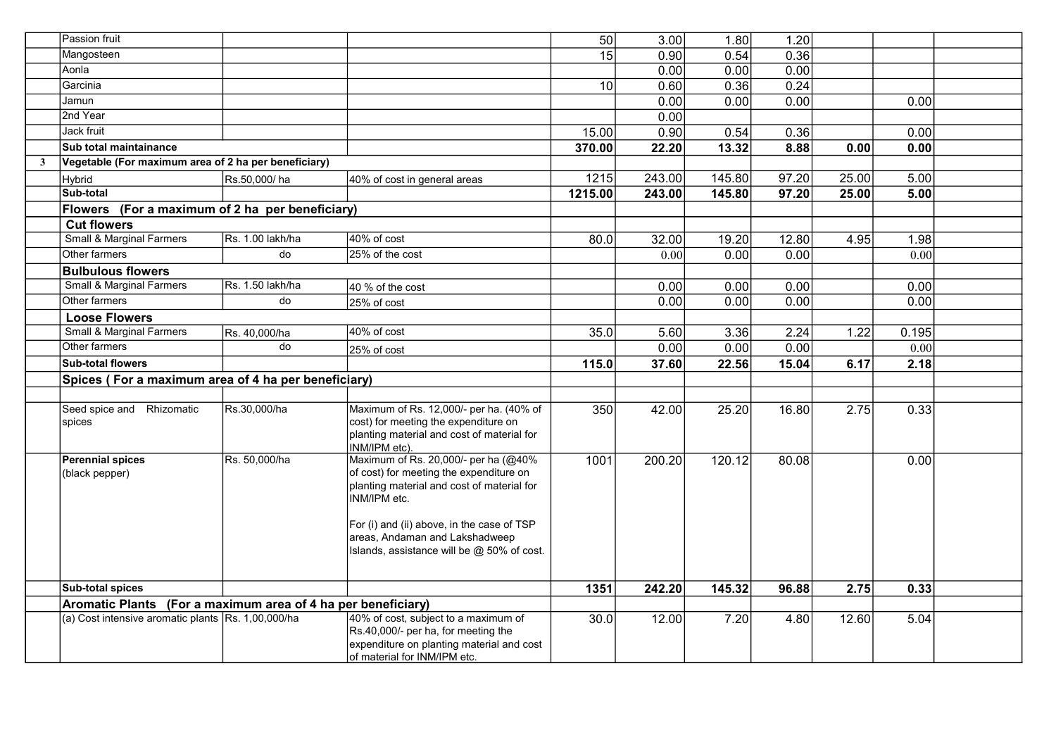| | | | | | | | | | | |
|---|---|---|---|---|---|---|---|---|---|---|
| | Passion fruit | | | 50 | 3.00 | 1.80 | 1.20 | | | |
| | Mangosteen | | | 15 | 0.90 | 0.54 | 0.36 | | | |
| | Aonla | | | | 0.00 | 0.00 | 0.00 | | | |
| | Garcinia | | | 10 | 0.60 | 0.36 | 0.24 | | | |
| | Jamun | | | | 0.00 | 0.00 | 0.00 | | 0.00 | |
| | 2nd Year | | | | 0.00 | | | | | |
| | Jack fruit | | | 15.00 | 0.90 | 0.54 | 0.36 | | 0.00 | |
| | **Sub total maintainance** | | | **370.00** | **22.20** | **13.32** | **8.88** | **0.00** | **0.00** | |
| **3** | **Vegetable (For maximum area of 2 ha per beneficiary)** | | | | | | | | | |
| | Hybrid | Rs.50,000/ ha | 40% of cost in general areas | 1215 | 243.00 | 145.80 | 97.20 | 25.00 | 5.00 | |
| | **Sub-total** | | | **1215.00** | **243.00** | **145.80** | **97.20** | **25.00** | **5.00** | |
| | **Flowers (For a maximum of 2 ha per beneficiary)** | | | | | | | | | |
| | **Cut flowers** | | | | | | | | | |
| | Small & Marginal Farmers | Rs. 1.00 lakh/ha | 40% of cost | 80.0 | 32.00 | 19.20 | 12.80 | 4.95 | 1.98 | |
| | Other farmers | do | 25% of the cost | | 0.00 | 0.00 | 0.00 | | 0.00 | |
| | **Bulbulous flowers** | | | | | | | | | |
| | Small & Marginal Farmers | Rs. 1.50 lakh/ha | 40 % of the cost | | 0.00 | 0.00 | 0.00 | | 0.00 | |
| | Other farmers | do | 25% of cost | | 0.00 | 0.00 | 0.00 | | 0.00 | |
| | **Loose Flowers** | | | | | | | | | |
| | Small & Marginal Farmers | Rs. 40,000/ha | 40% of cost | 35.0 | 5.60 | 3.36 | 2.24 | 1.22 | 0.195 | |
| | Other farmers | do | 25% of cost | | 0.00 | 0.00 | 0.00 | | 0.00 | |
| | **Sub-total flowers** | | | **115.0** | **37.60** | **22.56** | **15.04** | **6.17** | **2.18** | |
| | **Spices ( For a maximum area of 4 ha per beneficiary)** | | | | | | | | | |
| | | | | | | | | | | |
| | Seed spice and Rhizomatic spices | Rs.30,000/ha | Maximum of Rs. 12,000/- per ha. (40% of cost) for meeting the expenditure on planting material and cost of material for INM/IPM etc). | 350 | 42.00 | 25.20 | 16.80 | 2.75 | 0.33 | |
| | **Perennial spices** (black pepper) | Rs. 50,000/ha | Maximum of Rs. 20,000/- per ha (@40% of cost) for meeting the expenditure on planting material and cost of material for INM/IPM etc. For (i) and (ii) above, in the case of TSP areas, Andaman and Lakshadweep Islands, assistance will be @ 50% of cost. | 1001 | 200.20 | 120.12 | 80.08 | | 0.00 | |
| | **Sub-total spices** | | | **1351** | **242.20** | **145.32** | **96.88** | **2.75** | **0.33** | |
| | **Aromatic Plants (For a maximum area of 4 ha per beneficiary)** | | | | | | | | | |
| | (a) Cost intensive aromatic plants | Rs. 1,00,000/ha | 40% of cost, subject to a maximum of Rs.40,000/- per ha, for meeting the expenditure on planting material and cost of material for INM/IPM etc. | 30.0 | 12.00 | 7.20 | 4.80 | 12.60 | 5.04 | |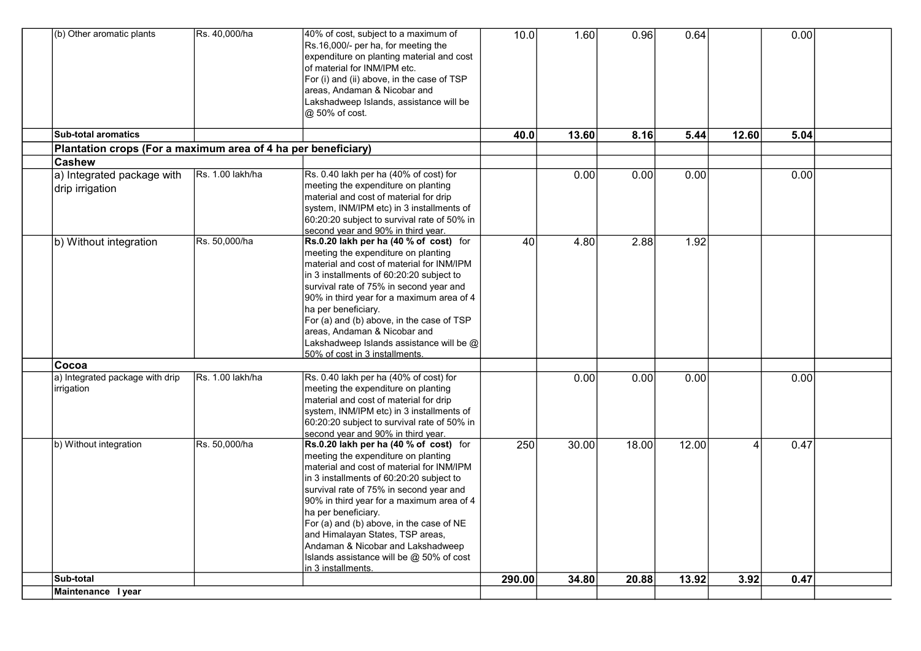| | | | | | | | | | |
|---|---|---|---|---|---|---|---|---|---|
| | (b) Other aromatic plants | Rs. 40,000/ha | 40% of cost, subject to a maximum of Rs.16,000/- per ha, for meeting the expenditure on planting material and cost of material for INM/IPM etc. For (i) and (ii) above, in the case of TSP areas, Andaman & Nicobar and Lakshadweep Islands, assistance will be @ 50% of cost. | 10.0 | 1.60 | 0.96 | 0.64 | | 0.00 | |
| | **Sub-total aromatics** | | | **40.0** | **13.60** | **8.16** | **5.44** | **12.60** | **5.04** | |
| | **Plantation crops (For a maximum area of 4 ha per beneficiary)** | | | | | | | | | |
| | **Cashew** | | | | | | | | | |
| | a) Integrated package with drip irrigation | Rs. 1.00 lakh/ha | Rs. 0.40 lakh per ha (40% of cost) for meeting the expenditure on planting material and cost of material for drip system, INM/IPM etc) in 3 installments of 60:20:20 subject to survival rate of 50% in second year and 90% in third year. | | 0.00 | 0.00 | 0.00 | | 0.00 | |
| | b) Without integration | Rs. 50,000/ha | **Rs.0.20 lakh per ha (40 % of cost)** for meeting the expenditure on planting material and cost of material for INM/IPM in 3 installments of 60:20:20 subject to survival rate of 75% in second year and 90% in third year for a maximum area of 4 ha per beneficiary. For (a) and (b) above, in the case of TSP areas, Andaman & Nicobar and Lakshadweep Islands assistance will be @ 50% of cost in 3 installments. | 40 | 4.80 | 2.88 | 1.92 | | | |
| | **Cocoa** | | | | | | | | | |
| | a) Integrated package with drip irrigation | Rs. 1.00 lakh/ha | Rs. 0.40 lakh per ha (40% of cost) for meeting the expenditure on planting material and cost of material for drip system, INM/IPM etc) in 3 installments of 60:20:20 subject to survival rate of 50% in second year and 90% in third year. | | 0.00 | 0.00 | 0.00 | | 0.00 | |
| | b) Without integration | Rs. 50,000/ha | **Rs.0.20 lakh per ha (40 % of cost)** for meeting the expenditure on planting material and cost of material for INM/IPM in 3 installments of 60:20:20 subject to survival rate of 75% in second year and 90% in third year for a maximum area of 4 ha per beneficiary. For (a) and (b) above, in the case of NE and Himalayan States, TSP areas, Andaman & Nicobar and Lakshadweep Islands assistance will be @ 50% of cost in 3 installments. | 250 | 30.00 | 18.00 | 12.00 | 4 | 0.47 | |
| | **Sub-total** | | | **290.00** | **34.80** | **20.88** | **13.92** | **3.92** | **0.47** | |
| | **Maintenance I year** | | | | | | | | | |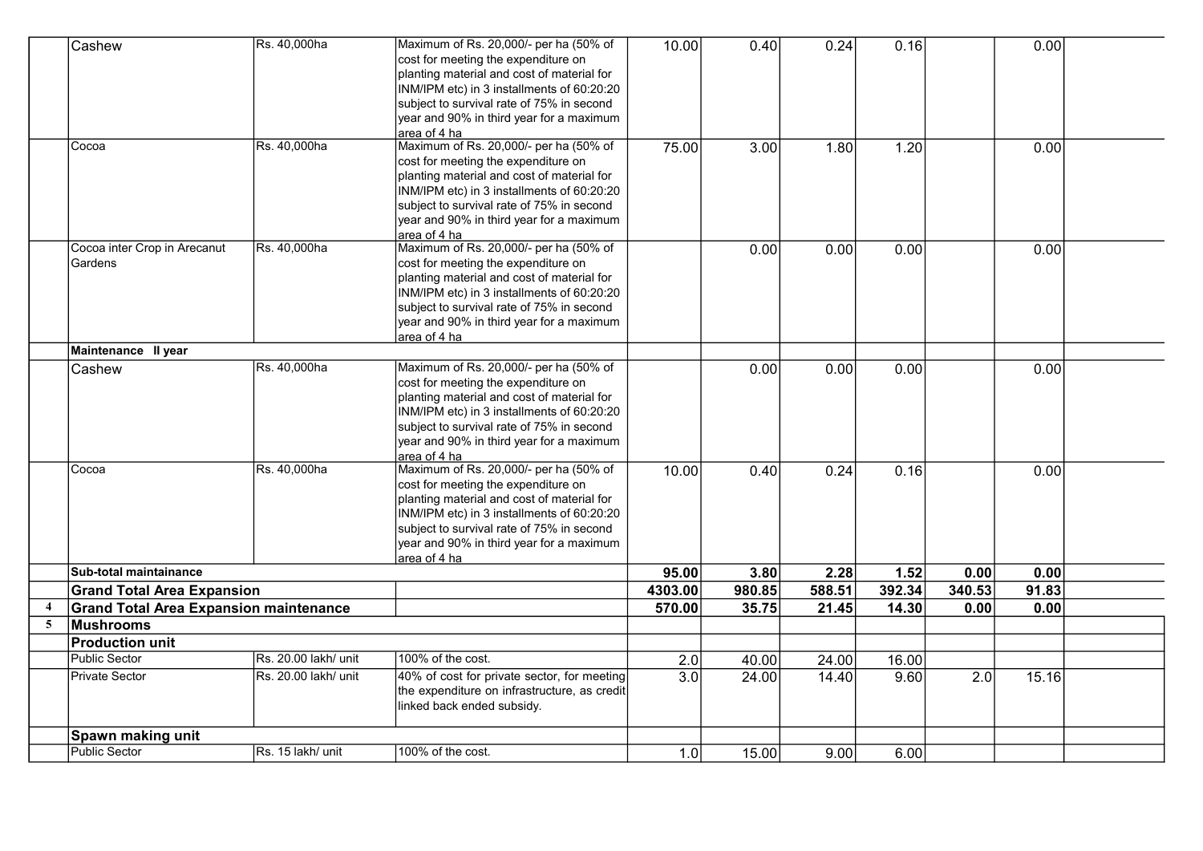| | | | | | | | | | | |
|---|---|---|---|---|---|---|---|---|---|---|
| | Cashew | Rs. 40,000ha | Maximum of Rs. 20,000/- per ha (50% of cost for meeting the expenditure on planting material and cost of material for INM/IPM etc) in 3 installments of 60:20:20 subject to survival rate of 75% in second year and 90% in third year for a maximum area of 4 ha | 10.00 | 0.40 | 0.24 | 0.16 | | 0.00 | |
| | Cocoa | Rs. 40,000ha | Maximum of Rs. 20,000/- per ha (50% of cost for meeting the expenditure on planting material and cost of material for INM/IPM etc) in 3 installments of 60:20:20 subject to survival rate of 75% in second year and 90% in third year for a maximum area of 4 ha | 75.00 | 3.00 | 1.80 | 1.20 | | 0.00 | |
| | Cocoa inter Crop in Arecanut Gardens | Rs. 40,000ha | Maximum of Rs. 20,000/- per ha (50% of cost for meeting the expenditure on planting material and cost of material for INM/IPM etc) in 3 installments of 60:20:20 subject to survival rate of 75% in second year and 90% in third year for a maximum area of 4 ha | | 0.00 | 0.00 | 0.00 | | 0.00 | |
| | **Maintenance II year** | | | | | | | | | |
| | Cashew | Rs. 40,000ha | Maximum of Rs. 20,000/- per ha (50% of cost for meeting the expenditure on planting material and cost of material for INM/IPM etc) in 3 installments of 60:20:20 subject to survival rate of 75% in second year and 90% in third year for a maximum area of 4 ha | | 0.00 | 0.00 | 0.00 | | 0.00 | |
| | Cocoa | Rs. 40,000ha | Maximum of Rs. 20,000/- per ha (50% of cost for meeting the expenditure on planting material and cost of material for INM/IPM etc) in 3 installments of 60:20:20 subject to survival rate of 75% in second year and 90% in third year for a maximum area of 4 ha | 10.00 | 0.40 | 0.24 | 0.16 | | 0.00 | |
| | **Sub-total maintainance** | | | **95.00** | **3.80** | **2.28** | **1.52** | **0.00** | **0.00** | |
| | **Grand Total Area Expansion** | | | **4303.00** | **980.85** | **588.51** | **392.34** | **340.53** | **91.83** | |
| **4** | **Grand Total Area Expansion maintenance** | | | **570.00** | **35.75** | **21.45** | **14.30** | **0.00** | **0.00** | |
| **5** | **Mushrooms** | | | | | | | | | |
| | **Production unit** | | | | | | | | | |
| | Public Sector | Rs. 20.00 lakh/ unit | 100% of the cost. | 2.0 | 40.00 | 24.00 | 16.00 | | | |
| | Private Sector | Rs. 20.00 lakh/ unit | 40% of cost for private sector, for meeting the expenditure on infrastructure, as credit linked back ended subsidy. | 3.0 | 24.00 | 14.40 | 9.60 | 2.0 | 15.16 | |
| | **Spawn making unit** | | | | | | | | | |
| | Public Sector | Rs. 15 lakh/ unit | 100% of the cost. | 1.0 | 15.00 | 9.00 | 6.00 | | | |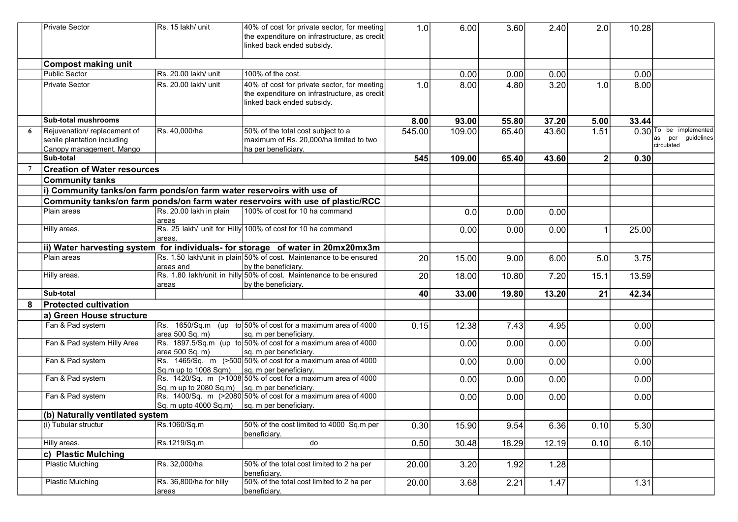| | | | | | | | | | | |
|---|---|---|---|---|---|---|---|---|---|---|
| | Private Sector | Rs. 15 lakh/ unit | 40% of cost for private sector, for meeting the expenditure on infrastructure, as credit linked back ended subsidy. | 1.0 | 6.00 | 3.60 | 2.40 | 2.0 | 10.28 | |
| | **Compost making unit** | | | | | | | | | |
| | Public Sector | Rs. 20.00 lakh/ unit | 100% of the cost. | | 0.00 | 0.00 | 0.00 | | 0.00 | |
| | Private Sector | Rs. 20.00 lakh/ unit | 40% of cost for private sector, for meeting the expenditure on infrastructure, as credit linked back ended subsidy. | 1.0 | 8.00 | 4.80 | 3.20 | 1.0 | 8.00 | |
| | **Sub-total mushrooms** | | | **8.00** | **93.00** | **55.80** | **37.20** | **5.00** | **33.44** | |
| 6 | Rejuvenation/ replacement of senile plantation including Canopy management. Mango | Rs. 40,000/ha | 50% of the total cost subject to a maximum of Rs. 20,000/ha limited to two ha per beneficiary. | 545.00 | 109.00 | 65.40 | 43.60 | 1.51 | 0.30 | To be implemented as per guidelines circulated |
| | **Sub-total** | | | **545** | **109.00** | **65.40** | **43.60** | **2** | **0.30** | |
| 7 | **Creation of Water resources** | | | | | | | | | |
| | **Community tanks** | | | | | | | | | |
| | **i) Community tanks/on farm ponds/on farm water reservoirs with use of** | | | | | | | | | |
| | **Community tanks/on farm ponds/on farm water reservoirs with use of plastic/RCC** | | | | | | | | | |
| | Plain areas | Rs. 20.00 lakh in plain areas | 100% of cost for 10 ha command | | 0.0 | 0.00 | 0.00 | | | |
| | Hilly areas. | Rs. 25 lakh/ unit for Hilly areas. | 100% of cost for 10 ha command | | 0.00 | 0.00 | 0.00 | 1 | 25.00 | |
| | **ii) Water harvesting system for individuals- for storage of water in 20mx20mx3m** | | | | | | | | | |
| | Plain areas | Rs. 1.50 lakh/unit in plain areas and | 50% of cost. Maintenance to be ensured by the beneficiary. | 20 | 15.00 | 9.00 | 6.00 | 5.0 | 3.75 | |
| | Hilly areas. | Rs. 1.80 lakh/unit in hilly areas | 50% of cost. Maintenance to be ensured by the beneficiary. | 20 | 18.00 | 10.80 | 7.20 | 15.1 | 13.59 | |
| | **Sub-total** | | | **40** | **33.00** | **19.80** | **13.20** | **21** | **42.34** | |
| 8 | **Protected cultivation** | | | | | | | | | |
| | **a) Green House structure** | | | | | | | | | |
| | Fan & Pad system | Rs. 1650/Sq.m (up to area 500 Sq. m) | 50% of cost for a maximum area of 4000 sq. m per beneficiary. | 0.15 | 12.38 | 7.43 | 4.95 | | 0.00 | |
| | Fan & Pad system Hilly Area | Rs. 1897.5/Sq.m (up to area 500 Sq. m) | 50% of cost for a maximum area of 4000 sq. m per beneficiary. | | 0.00 | 0.00 | 0.00 | | 0.00 | |
| | Fan & Pad system | Rs. 1465/Sq. m (>500 Sq.m up to 1008 Sqm) | 50% of cost for a maximum area of 4000 sq. m per beneficiary. | | 0.00 | 0.00 | 0.00 | | 0.00 | |
| | Fan & Pad system | Rs. 1420/Sq. m (>1008 Sq. m up to 2080 Sq.m) | 50% of cost for a maximum area of 4000 sq. m per beneficiary. | | 0.00 | 0.00 | 0.00 | | 0.00 | |
| | Fan & Pad system | Rs. 1400/Sq. m (>2080 Sq. m upto 4000 Sq.m) | 50% of cost for a maximum area of 4000 sq. m per beneficiary. | | 0.00 | 0.00 | 0.00 | | 0.00 | |
| | **(b) Naturally ventilated system** | | | | | | | | | |
| | (i) Tubular structur | Rs.1060/Sq.m | 50% of the cost limited to 4000 Sq.m per beneficiary. | 0.30 | 15.90 | 9.54 | 6.36 | 0.10 | 5.30 | |
| | Hilly areas. | Rs.1219/Sq.m | do | 0.50 | 30.48 | 18.29 | 12.19 | 0.10 | 6.10 | |
| | **c) Plastic Mulching** | | | | | | | | | |
| | Plastic Mulching | Rs. 32,000/ha | 50% of the total cost limited to 2 ha per beneficiary. | 20.00 | 3.20 | 1.92 | 1.28 | | | |
| | Plastic Mulching | Rs. 36,800/ha for hilly areas | 50% of the total cost limited to 2 ha per beneficiary. | 20.00 | 3.68 | 2.21 | 1.47 | | 1.31 | |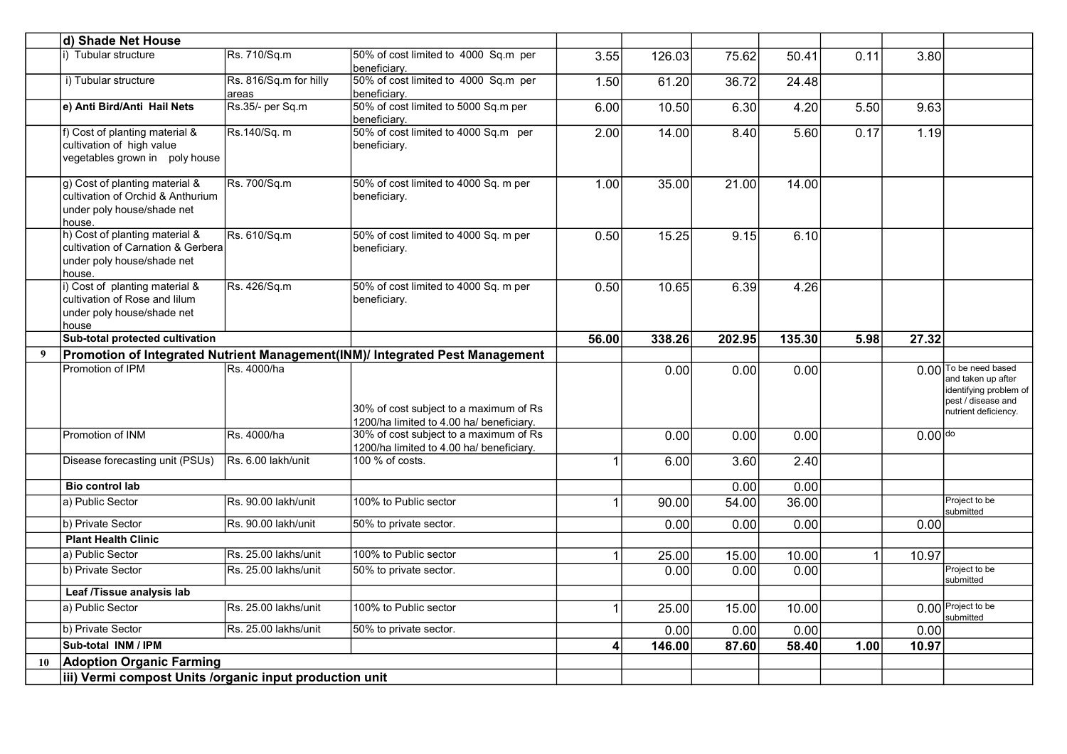| | | | | | | | | | | |
|---|---|---|---|---|---|---|---|---|---|---|
| | **d) Shade Net House** | | | | | | | | | |
| | i) Tubular structure | Rs. 710/Sq.m | 50% of cost limited to 4000 Sq.m per beneficiary. | 3.55 | 126.03 | 75.62 | 50.41 | 0.11 | 3.80 | |
| | i) Tubular structure | Rs. 816/Sq.m for hilly areas | 50% of cost limited to 4000 Sq.m per beneficiary. | 1.50 | 61.20 | 36.72 | 24.48 | | | |
| | **e) Anti Bird/Anti Hail Nets** | Rs.35/- per Sq.m | 50% of cost limited to 5000 Sq.m per beneficiary. | 6.00 | 10.50 | 6.30 | 4.20 | 5.50 | 9.63 | |
| | f) Cost of planting material & cultivation of high value vegetables grown in poly house | Rs.140/Sq. m | 50% of cost limited to 4000 Sq.m per beneficiary. | 2.00 | 14.00 | 8.40 | 5.60 | 0.17 | 1.19 | |
| | g) Cost of planting material & cultivation of Orchid & Anthurium under poly house/shade net house. | Rs. 700/Sq.m | 50% of cost limited to 4000 Sq. m per beneficiary. | 1.00 | 35.00 | 21.00 | 14.00 | | | |
| | h) Cost of planting material & cultivation of Carnation & Gerbera under poly house/shade net house. | Rs. 610/Sq.m | 50% of cost limited to 4000 Sq. m per beneficiary. | 0.50 | 15.25 | 9.15 | 6.10 | | | |
| | i) Cost of planting material & cultivation of Rose and lilum under poly house/shade net house | Rs. 426/Sq.m | 50% of cost limited to 4000 Sq. m per beneficiary. | 0.50 | 10.65 | 6.39 | 4.26 | | | |
| | **Sub-total protected cultivation** | | | **56.00** | **338.26** | **202.95** | **135.30** | **5.98** | **27.32** | |
| **9** | **Promotion of Integrated Nutrient Management(INM)/ Integrated Pest Management** | | | | | | | | | |
| | Promotion of IPM | Rs. 4000/ha | 30% of cost subject to a maximum of Rs 1200/ha limited to 4.00 ha/ beneficiary. | | 0.00 | 0.00 | 0.00 | | 0.00 | To be need based and taken up after identifying problem of pest / disease and nutrient deficiency. |
| | Promotion of INM | Rs. 4000/ha | 30% of cost subject to a maximum of Rs 1200/ha limited to 4.00 ha/ beneficiary. | | 0.00 | 0.00 | 0.00 | | 0.00 | do |
| | Disease forecasting unit (PSUs) | Rs. 6.00 lakh/unit | 100 % of costs. | 1 | 6.00 | 3.60 | 2.40 | | | |
| | **Bio control lab** | | | | | 0.00 | 0.00 | | | |
| | a) Public Sector | Rs. 90.00 lakh/unit | 100% to Public sector | 1 | 90.00 | 54.00 | 36.00 | | | Project to be submitted |
| | b) Private Sector | Rs. 90.00 lakh/unit | 50% to private sector. | | 0.00 | 0.00 | 0.00 | | 0.00 | |
| | **Plant Health Clinic** | | | | | | | | | |
| | a) Public Sector | Rs. 25.00 lakhs/unit | 100% to Public sector | 1 | 25.00 | 15.00 | 10.00 | 1 | 10.97 | |
| | b) Private Sector | Rs. 25.00 lakhs/unit | 50% to private sector. | | 0.00 | 0.00 | 0.00 | | | Project to be submitted |
| | **Leaf /Tissue analysis lab** | | | | | | | | | |
| | a) Public Sector | Rs. 25.00 lakhs/unit | 100% to Public sector | 1 | 25.00 | 15.00 | 10.00 | | 0.00 | Project to be submitted |
| | b) Private Sector | Rs. 25.00 lakhs/unit | 50% to private sector. | | 0.00 | 0.00 | 0.00 | | 0.00 | |
| | **Sub-total INM / IPM** | | | **4** | **146.00** | **87.60** | **58.40** | **1.00** | **10.97** | |
| **10** | **Adoption Organic Farming** | | | | | | | | | |
| | **iii) Vermi compost Units /organic input production unit** | | | | | | | | | |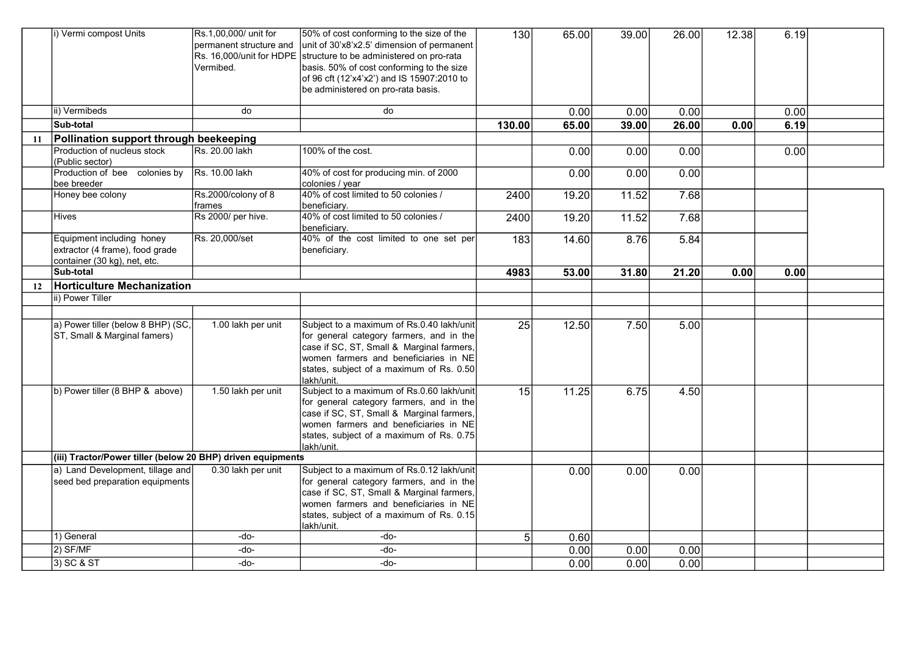| | | | | | | | | | | |
|---|---|---|---|---|---|---|---|---|---|---|
| | i) Vermi compost Units | Rs.1,00,000/ unit for permanent structure and Rs. 16,000/unit for HDPE Vermibed. | 50% of cost conforming to the size of the unit of 30'x8'x2.5' dimension of permanent structure to be administered on pro-rata basis. 50% of cost conforming to the size of 96 cft (12'x4'x2') and IS 15907:2010 to be administered on pro-rata basis. | 130 | 65.00 | 39.00 | 26.00 | 12.38 | 6.19 | |
| | ii) Vermibeds | do | do | | 0.00 | 0.00 | 0.00 | | 0.00 | |
| | **Sub-total** | | | **130.00** | **65.00** | **39.00** | **26.00** | **0.00** | **6.19** | |
| **11** | **Pollination support through beekeeping** | | | | | | | | | |
| | Production of nucleus stock (Public sector) | Rs. 20.00 lakh | 100% of the cost. | | 0.00 | 0.00 | 0.00 | | 0.00 | |
| | Production of bee colonies by bee breeder | Rs. 10.00 lakh | 40% of cost for producing min. of 2000 colonies / year | | 0.00 | 0.00 | 0.00 | | | |
| | Honey bee colony | Rs.2000/colony of 8 frames | 40% of cost limited to 50 colonies / beneficiary. | 2400 | 19.20 | 11.52 | 7.68 | | | |
| | Hives | Rs 2000/ per hive. | 40% of cost limited to 50 colonies / beneficiary. | 2400 | 19.20 | 11.52 | 7.68 | | | |
| | Equipment including honey extractor (4 frame), food grade container (30 kg), net, etc. | Rs. 20,000/set | 40% of the cost limited to one set per beneficiary. | 183 | 14.60 | 8.76 | 5.84 | | | |
| | **Sub-total** | | | **4983** | **53.00** | **31.80** | **21.20** | **0.00** | **0.00** | |
| **12** | **Horticulture Mechanization** | | | | | | | | | |
| | ii) Power Tiller | | | | | | | | | |
| | | | | | | | | | | |
| | a) Power tiller (below 8 BHP) (SC, ST, Small & Marginal famers) | 1.00 lakh per unit | Subject to a maximum of Rs.0.40 lakh/unit for general category farmers, and in the case if SC, ST, Small & Marginal farmers, women farmers and beneficiaries in NE states, subject of a maximum of Rs. 0.50 lakh/unit. | 25 | 12.50 | 7.50 | 5.00 | | | |
| | b) Power tiller (8 BHP & above) | 1.50 lakh per unit | Subject to a maximum of Rs.0.60 lakh/unit for general category farmers, and in the case if SC, ST, Small & Marginal farmers, women farmers and beneficiaries in NE states, subject of a maximum of Rs. 0.75 lakh/unit. | 15 | 11.25 | 6.75 | 4.50 | | | |
| | **(iii) Tractor/Power tiller (below 20 BHP) driven equipments** | | | | | | | | | |
| | a) Land Development, tillage and seed bed preparation equipments | 0.30 lakh per unit | Subject to a maximum of Rs.0.12 lakh/unit for general category farmers, and in the case if SC, ST, Small & Marginal farmers, women farmers and beneficiaries in NE states, subject of a maximum of Rs. 0.15 lakh/unit. | | 0.00 | 0.00 | 0.00 | | | |
| | 1) General | -do- | -do- | 5 | 0.60 | | | | | |
| | 2) SF/MF | -do- | -do- | | 0.00 | 0.00 | 0.00 | | | |
| | 3) SC & ST | -do- | -do- | | 0.00 | 0.00 | 0.00 | | | |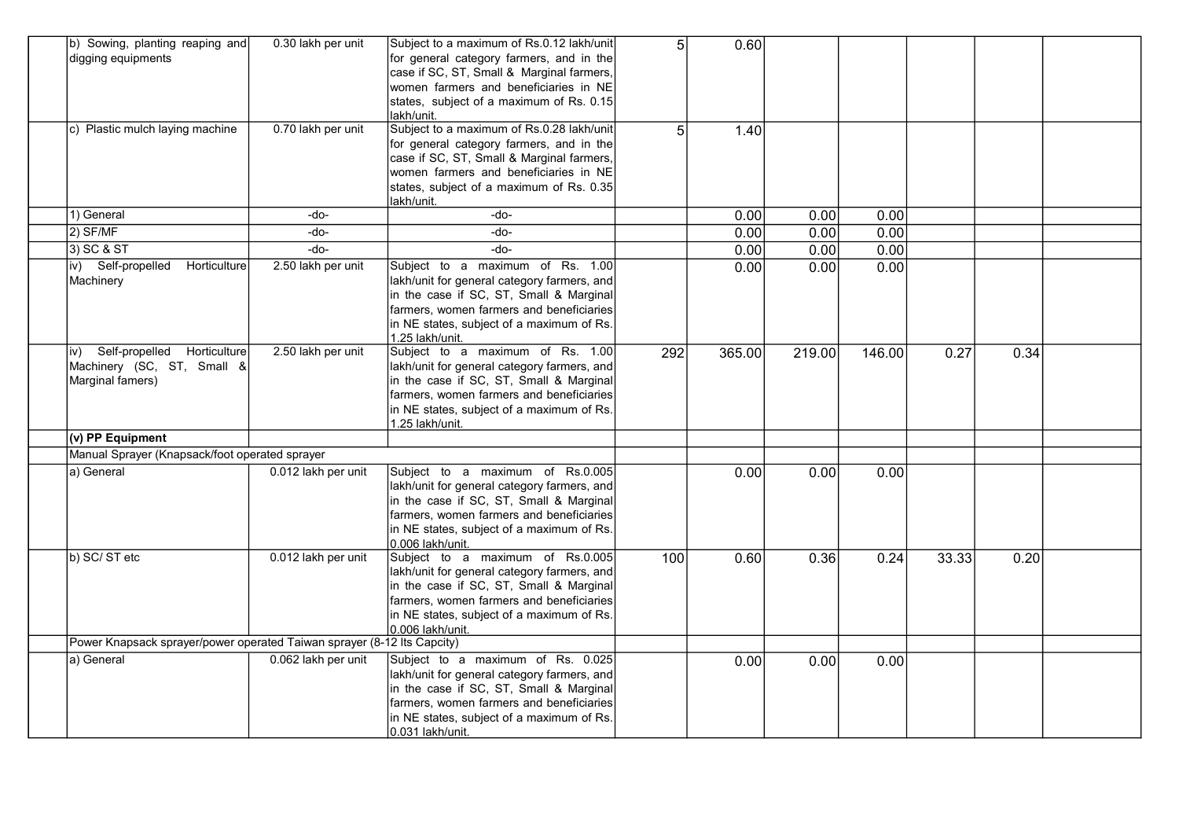| | | | | | | | | | | |
|---|---|---|---|---|---|---|---|---|---|---|
| | b) Sowing, planting reaping and digging equipments | 0.30 lakh per unit | Subject to a maximum of Rs.0.12 lakh/unit for general category farmers, and in the case if SC, ST, Small & Marginal farmers, women farmers and beneficiaries in NE states, subject of a maximum of Rs. 0.15 lakh/unit. | 5 | 0.60 | | | | | |
| | c) Plastic mulch laying machine | 0.70 lakh per unit | Subject to a maximum of Rs.0.28 lakh/unit for general category farmers, and in the case if SC, ST, Small & Marginal farmers, women farmers and beneficiaries in NE states, subject of a maximum of Rs. 0.35 lakh/unit. | 5 | 1.40 | | | | | |
| | 1) General | -do- | -do- | | 0.00 | 0.00 | 0.00 | | | |
| | 2) SF/MF | -do- | -do- | | 0.00 | 0.00 | 0.00 | | | |
| | 3) SC & ST | -do- | -do- | | 0.00 | 0.00 | 0.00 | | | |
| | iv) Self-propelled Horticulture Machinery | 2.50 lakh per unit | Subject to a maximum of Rs. 1.00 lakh/unit for general category farmers, and in the case if SC, ST, Small & Marginal farmers, women farmers and beneficiaries in NE states, subject of a maximum of Rs. 1.25 lakh/unit. | | 0.00 | 0.00 | 0.00 | | | |
| | iv) Self-propelled Horticulture Machinery (SC, ST, Small & Marginal famers) | 2.50 lakh per unit | Subject to a maximum of Rs. 1.00 lakh/unit for general category farmers, and in the case if SC, ST, Small & Marginal farmers, women farmers and beneficiaries in NE states, subject of a maximum of Rs. 1.25 lakh/unit. | 292 | 365.00 | 219.00 | 146.00 | 0.27 | 0.34 | |
| | **(v) PP Equipment** | | | | | | | | | |
| | Manual Sprayer (Knapsack/foot operated sprayer | | | | | | | | | |
| | a) General | 0.012 lakh per unit | Subject to a maximum of Rs.0.005 lakh/unit for general category farmers, and in the case if SC, ST, Small & Marginal farmers, women farmers and beneficiaries in NE states, subject of a maximum of Rs. 0.006 lakh/unit. | | 0.00 | 0.00 | 0.00 | | | |
| | b) SC/ ST etc | 0.012 lakh per unit | Subject to a maximum of Rs.0.005 lakh/unit for general category farmers, and in the case if SC, ST, Small & Marginal farmers, women farmers and beneficiaries in NE states, subject of a maximum of Rs. 0.006 lakh/unit. | 100 | 0.60 | 0.36 | 0.24 | 33.33 | 0.20 | |
| | Power Knapsack sprayer/power operated Taiwan sprayer (8-12 lts Capcity) | | | | | | | | | |
| | a) General | 0.062 lakh per unit | Subject to a maximum of Rs. 0.025 lakh/unit for general category farmers, and in the case if SC, ST, Small & Marginal farmers, women farmers and beneficiaries in NE states, subject of a maximum of Rs. 0.031 lakh/unit. | | 0.00 | 0.00 | 0.00 | | | |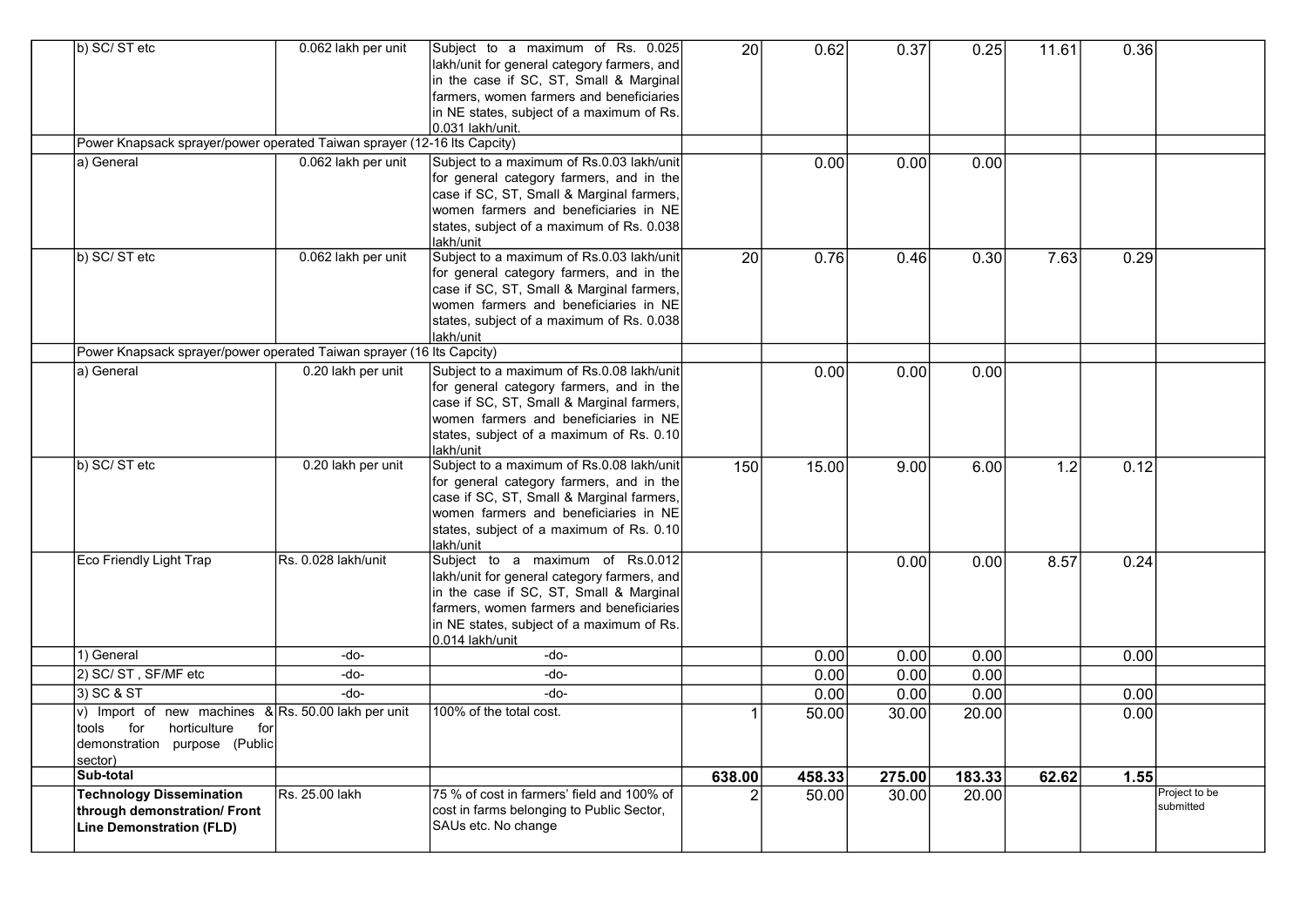| | | | | | | | | | | |
|---|---|---|---|---|---|---|---|---|---|---|
| | b) SC/ ST etc | 0.062 lakh per unit | Subject to a maximum of Rs. 0.025 lakh/unit for general category farmers, and in the case if SC, ST, Small & Marginal farmers, women farmers and beneficiaries in NE states, subject of a maximum of Rs. 0.031 lakh/unit. | 20 | 0.62 | 0.37 | 0.25 | 11.61 | 0.36 | |
| | Power Knapsack sprayer/power operated Taiwan sprayer (12-16 lts Capcity) | | | | | | | | | |
| | a) General | 0.062 lakh per unit | Subject to a maximum of Rs.0.03 lakh/unit for general category farmers, and in the case if SC, ST, Small & Marginal farmers, women farmers and beneficiaries in NE states, subject of a maximum of Rs. 0.038 lakh/unit | | 0.00 | 0.00 | 0.00 | | | |
| | b) SC/ ST etc | 0.062 lakh per unit | Subject to a maximum of Rs.0.03 lakh/unit for general category farmers, and in the case if SC, ST, Small & Marginal farmers, women farmers and beneficiaries in NE states, subject of a maximum of Rs. 0.038 lakh/unit | 20 | 0.76 | 0.46 | 0.30 | 7.63 | 0.29 | |
| | Power Knapsack sprayer/power operated Taiwan sprayer (16 lts Capcity) | | | | | | | | | |
| | a) General | 0.20 lakh per unit | Subject to a maximum of Rs.0.08 lakh/unit for general category farmers, and in the case if SC, ST, Small & Marginal farmers, women farmers and beneficiaries in NE states, subject of a maximum of Rs. 0.10 lakh/unit | | 0.00 | 0.00 | 0.00 | | | |
| | b) SC/ ST etc | 0.20 lakh per unit | Subject to a maximum of Rs.0.08 lakh/unit for general category farmers, and in the case if SC, ST, Small & Marginal farmers, women farmers and beneficiaries in NE states, subject of a maximum of Rs. 0.10 lakh/unit | 150 | 15.00 | 9.00 | 6.00 | 1.2 | 0.12 | |
| | Eco Friendly Light Trap | Rs. 0.028 lakh/unit | Subject to a maximum of Rs.0.012 lakh/unit for general category farmers, and in the case if SC, ST, Small & Marginal farmers, women farmers and beneficiaries in NE states, subject of a maximum of Rs. 0.014 lakh/unit | | | 0.00 | 0.00 | 8.57 | 0.24 | |
| | 1) General | -do- | -do- | | 0.00 | 0.00 | 0.00 | | 0.00 | |
| | 2) SC/ ST , SF/MF etc | -do- | -do- | | 0.00 | 0.00 | 0.00 | | | |
| | 3) SC & ST | -do- | -do- | | 0.00 | 0.00 | 0.00 | | 0.00 | |
| | v) Import of new machines & tools for horticulture for demonstration purpose (Public sector) | Rs. 50.00 lakh per unit | 100% of the total cost. | 1 | 50.00 | 30.00 | 20.00 | | 0.00 | |
| | **Sub-total** | | | **638.00** | **458.33** | **275.00** | **183.33** | **62.62** | **1.55** | |
| | **Technology Dissemination through demonstration/ Front Line Demonstration (FLD)** | Rs. 25.00 lakh | 75 % of cost in farmers' field and 100% of cost in farms belonging to Public Sector, SAUs etc. No change | 2 | 50.00 | 30.00 | 20.00 | | | Project to be submitted |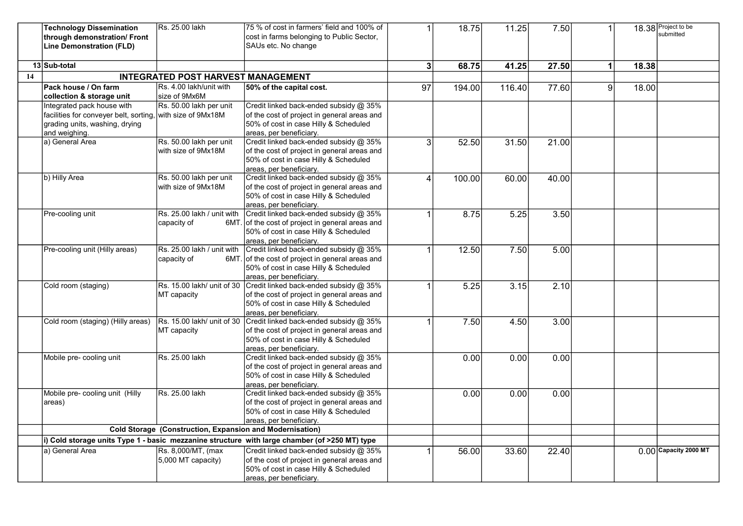| | | | | | | | | | | |
|---|---|---|---|---|---|---|---|---|---|---|
| | **Technology Dissemination through demonstration/ Front Line Demonstration (FLD)** | Rs. 25.00 lakh | 75 % of cost in farmers' field and 100% of cost in farms belonging to Public Sector, SAUs etc. No change | 1 | 18.75 | 11.25 | 7.50 | 1 | 18.38 | Project to be submitted |
| 13 | **Sub-total** | | | **3** | **68.75** | **41.25** | **27.50** | **1** | **18.38** | |
| **14** | **INTEGRATED POST HARVEST MANAGEMENT** | | | | | | | | | |
| | **Pack house / On farm collection & storage unit** | Rs. 4.00 lakh/unit with size of 9Mx6M | **50% of the capital cost.** | 97 | 194.00 | 116.40 | 77.60 | 9 | 18.00 | |
| | Integrated pack house with facilities for conveyer belt, sorting, grading units, washing, drying and weighing. | Rs. 50.00 lakh per unit with size of 9Mx18M | Credit linked back-ended subsidy @ 35% of the cost of project in general areas and 50% of cost in case Hilly & Scheduled areas, per beneficiary. | | | | | | | |
| | a) General Area | Rs. 50.00 lakh per unit with size of 9Mx18M | Credit linked back-ended subsidy @ 35% of the cost of project in general areas and 50% of cost in case Hilly & Scheduled areas, per beneficiary. | 3 | 52.50 | 31.50 | 21.00 | | | |
| | b) Hilly Area | Rs. 50.00 lakh per unit with size of 9Mx18M | Credit linked back-ended subsidy @ 35% of the cost of project in general areas and 50% of cost in case Hilly & Scheduled areas, per beneficiary. | 4 | 100.00 | 60.00 | 40.00 | | | |
| | Pre-cooling unit | Rs. 25.00 lakh / unit with capacity of 6MT. | Credit linked back-ended subsidy @ 35% of the cost of project in general areas and 50% of cost in case Hilly & Scheduled areas, per beneficiary. | 1 | 8.75 | 5.25 | 3.50 | | | |
| | Pre-cooling unit (Hilly areas) | Rs. 25.00 lakh / unit with capacity of 6MT. | Credit linked back-ended subsidy @ 35% of the cost of project in general areas and 50% of cost in case Hilly & Scheduled areas, per beneficiary. | 1 | 12.50 | 7.50 | 5.00 | | | |
| | Cold room (staging) | Rs. 15.00 lakh/ unit of 30 MT capacity | Credit linked back-ended subsidy @ 35% of the cost of project in general areas and 50% of cost in case Hilly & Scheduled areas, per beneficiary. | 1 | 5.25 | 3.15 | 2.10 | | | |
| | Cold room (staging) (Hilly areas) | Rs. 15.00 lakh/ unit of 30 MT capacity | Credit linked back-ended subsidy @ 35% of the cost of project in general areas and 50% of cost in case Hilly & Scheduled areas, per beneficiary. | 1 | 7.50 | 4.50 | 3.00 | | | |
| | Mobile pre- cooling unit | Rs. 25.00 lakh | Credit linked back-ended subsidy @ 35% of the cost of project in general areas and 50% of cost in case Hilly & Scheduled areas, per beneficiary. | | 0.00 | 0.00 | 0.00 | | | |
| | Mobile pre- cooling unit (Hilly areas) | Rs. 25.00 lakh | Credit linked back-ended subsidy @ 35% of the cost of project in general areas and 50% of cost in case Hilly & Scheduled areas, per beneficiary. | | 0.00 | 0.00 | 0.00 | | | |
| | **Cold Storage (Construction, Expansion and Modernisation)** | | | | | | | | | |
| | **i) Cold storage units Type 1 - basic mezzanine structure with large chamber (of >250 MT) type** | | | | | | | | | |
| | a) General Area | Rs. 8,000/MT, (max 5,000 MT capacity) | Credit linked back-ended subsidy @ 35% of the cost of project in general areas and 50% of cost in case Hilly & Scheduled areas, per beneficiary. | 1 | 56.00 | 33.60 | 22.40 | | 0.00 | **Capacity 2000 MT** |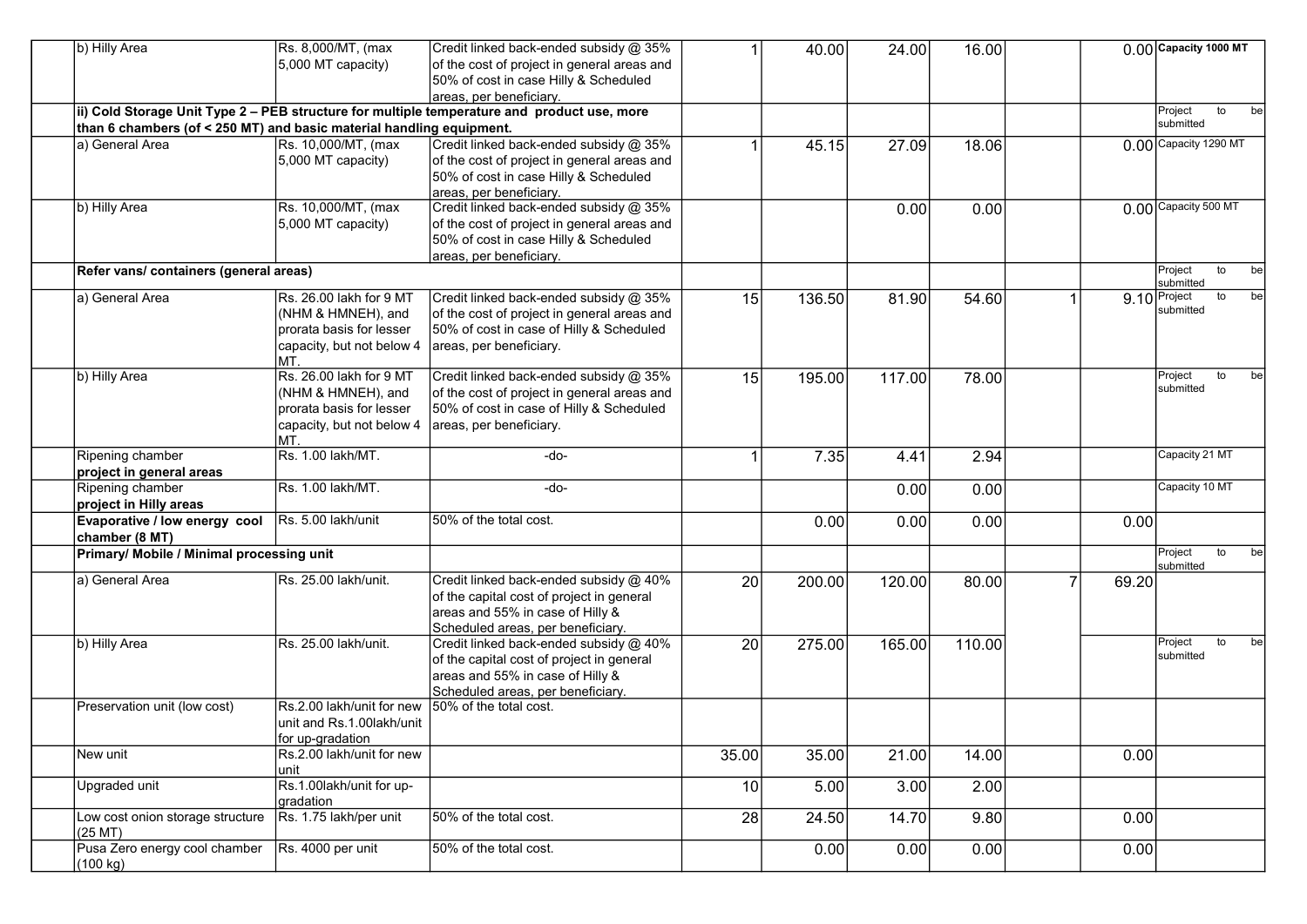|  |  |  |  |  |  |  |  |  |  |  |
|---|---|---|---|---|---|---|---|---|---|---|
|  | b) Hilly Area | Rs. 8,000/MT, (max 5,000 MT capacity) | Credit linked back-ended subsidy @ 35% of the cost of project in general areas and 50% of cost in case Hilly & Scheduled areas, per beneficiary. | 1 | 40.00 | 24.00 | 16.00 |  | 0.00 | **Capacity 1000 MT** |
|  | **ii) Cold Storage Unit Type 2 – PEB structure for multiple temperature and product use, more than 6 chambers (of < 250 MT) and basic material handling equipment.** |  |  |  |  |  |  |  |  | Project to be submitted |
|  | a) General Area | Rs. 10,000/MT, (max 5,000 MT capacity) | Credit linked back-ended subsidy @ 35% of the cost of project in general areas and 50% of cost in case Hilly & Scheduled areas, per beneficiary. | 1 | 45.15 | 27.09 | 18.06 |  | 0.00 | Capacity 1290 MT |
|  | b) Hilly Area | Rs. 10,000/MT, (max 5,000 MT capacity) | Credit linked back-ended subsidy @ 35% of the cost of project in general areas and 50% of cost in case Hilly & Scheduled areas, per beneficiary. |  |  | 0.00 | 0.00 |  | 0.00 | Capacity 500 MT |
|  | **Refer vans/ containers (general areas)** |  |  |  |  |  |  |  |  | Project to be submitted |
|  | a) General Area | Rs. 26.00 lakh for 9 MT (NHM & HMNEH), and prorata basis for lesser capacity, but not below 4 MT. | Credit linked back-ended subsidy @ 35% of the cost of project in general areas and 50% of cost in case of Hilly & Scheduled areas, per beneficiary. | 15 | 136.50 | 81.90 | 54.60 | 1 | 9.10 | Project to be submitted |
|  | b) Hilly Area | Rs. 26.00 lakh for 9 MT (NHM & HMNEH), and prorata basis for lesser capacity, but not below 4 MT. | Credit linked back-ended subsidy @ 35% of the cost of project in general areas and 50% of cost in case of Hilly & Scheduled areas, per beneficiary. | 15 | 195.00 | 117.00 | 78.00 |  |  | Project to be submitted |
|  | Ripening chamber **project in general areas** | Rs. 1.00 lakh/MT. | -do- | 1 | 7.35 | 4.41 | 2.94 |  |  | Capacity 21 MT |
|  | Ripening chamber **project in Hilly areas** | Rs. 1.00 lakh/MT. | -do- |  |  | 0.00 | 0.00 |  |  | Capacity 10 MT |
|  | **Evaporative / low energy cool chamber (8 MT)** | Rs. 5.00 lakh/unit | 50% of the total cost. |  | 0.00 | 0.00 | 0.00 |  | 0.00 |  |
|  | **Primary/ Mobile / Minimal processing unit** |  |  |  |  |  |  |  |  | Project to be submitted |
|  | a) General Area | Rs. 25.00 lakh/unit. | Credit linked back-ended subsidy @ 40% of the capital cost of project in general areas and 55% in case of Hilly & Scheduled areas, per beneficiary. | 20 | 200.00 | 120.00 | 80.00 | 7 | 69.20 |  |
|  | b) Hilly Area | Rs. 25.00 lakh/unit. | Credit linked back-ended subsidy @ 40% of the capital cost of project in general areas and 55% in case of Hilly & Scheduled areas, per beneficiary. | 20 | 275.00 | 165.00 | 110.00 |  |  | Project to be submitted |
|  | Preservation unit (low cost) | Rs.2.00 lakh/unit for new unit and Rs.1.00lakh/unit for up-gradation | 50% of the total cost. |  |  |  |  |  |  |  |
|  | New unit | Rs.2.00 lakh/unit for new unit |  | 35.00 | 35.00 | 21.00 | 14.00 |  | 0.00 |  |
|  | Upgraded unit | Rs.1.00lakh/unit for up-gradation |  | 10 | 5.00 | 3.00 | 2.00 |  |  |  |
|  | Low cost onion storage structure (25 MT) | Rs. 1.75 lakh/per unit | 50% of the total cost. | 28 | 24.50 | 14.70 | 9.80 |  | 0.00 |  |
|  | Pusa Zero energy cool chamber (100 kg) | Rs. 4000 per unit | 50% of the total cost. |  | 0.00 | 0.00 | 0.00 |  | 0.00 |  |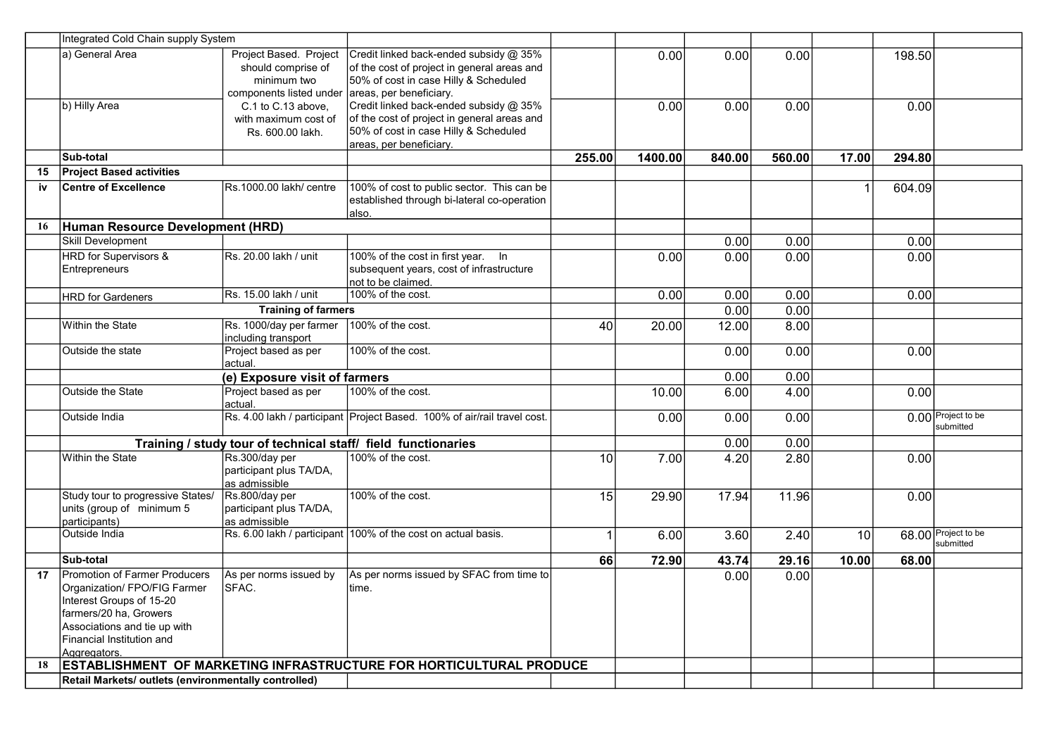|  |  |  |  |  |  |  |  |  |  |  |
|---|---|---|---|---|---|---|---|---|---|---|
|  | Integrated Cold Chain supply System |  |  |  |  |  |  |  |  |  |
|  | a) General Area | Project Based. Project should comprise of minimum two components listed under C.1 to C.13 above, with maximum cost of Rs. 600.00 lakh. | Credit linked back-ended subsidy @ 35% of the cost of project in general areas and 50% of cost in case Hilly & Scheduled areas, per beneficiary. |  | 0.00 | 0.00 | 0.00 |  | 198.50 |  |
|  | b) Hilly Area |  | Credit linked back-ended subsidy @ 35% of the cost of project in general areas and 50% of cost in case Hilly & Scheduled areas, per beneficiary. |  | 0.00 | 0.00 | 0.00 |  | 0.00 |  |
|  | **Sub-total** |  |  | **255.00** | **1400.00** | **840.00** | **560.00** | **17.00** | **294.80** |  |
| **15** | **Project Based activities** |  |  |  |  |  |  |  |  |  |
| **iv** | **Centre of Excellence** | Rs.1000.00 lakh/ centre | 100% of cost to public sector. This can be established through bi-lateral co-operation also. |  |  |  |  | 1 | 604.09 |  |
| **16** | **Human Resource Development (HRD)** |  |  |  |  |  |  |  |  |  |
|  | Skill Development |  |  |  |  | 0.00 | 0.00 |  | 0.00 |  |
|  | HRD for Supervisors & Entrepreneurs | Rs. 20.00 lakh / unit | 100% of the cost in first year. In subsequent years, cost of infrastructure not to be claimed. |  | 0.00 | 0.00 | 0.00 |  | 0.00 |  |
|  | HRD for Gardeners | Rs. 15.00 lakh / unit | 100% of the cost. |  | 0.00 | 0.00 | 0.00 |  | 0.00 |  |
|  |  | **Training of farmers** |  |  |  | 0.00 | 0.00 |  |  |  |
|  | Within the State | Rs. 1000/day per farmer including transport | 100% of the cost. | 40 | 20.00 | 12.00 | 8.00 |  |  |  |
|  | Outside the state | Project based as per actual. | 100% of the cost. |  |  | 0.00 | 0.00 |  | 0.00 |  |
|  |  | **(e) Exposure visit of farmers** |  |  |  | 0.00 | 0.00 |  |  |  |
|  | Outside the State | Project based as per actual. | 100% of the cost. |  | 10.00 | 6.00 | 4.00 |  | 0.00 |  |
|  | Outside India | Rs. 4.00 lakh / participant | Project Based. 100% of air/rail travel cost. |  | 0.00 | 0.00 | 0.00 |  | 0.00 | Project to be submitted |
|  |  | **Training / study tour of technical staff/ field functionaries** |  |  |  | 0.00 | 0.00 |  |  |  |
|  | Within the State | Rs.300/day per participant plus TA/DA, as admissible | 100% of the cost. | 10 | 7.00 | 4.20 | 2.80 |  | 0.00 |  |
|  | Study tour to progressive States/ units (group of minimum 5 participants) | Rs.800/day per participant plus TA/DA, as admissible | 100% of the cost. | 15 | 29.90 | 17.94 | 11.96 |  | 0.00 |  |
|  | Outside India | Rs. 6.00 lakh / participant | 100% of the cost on actual basis. | 1 | 6.00 | 3.60 | 2.40 | 10 | 68.00 | Project to be submitted |
|  | **Sub-total** |  |  | **66** | **72.90** | **43.74** | **29.16** | **10.00** | **68.00** |  |
| **17** | Promotion of Farmer Producers Organization/ FPO/FIG Farmer Interest Groups of 15-20 farmers/20 ha, Growers Associations and tie up with Financial Institution and Aggregators. | As per norms issued by SFAC. | As per norms issued by SFAC from time to time. |  |  | 0.00 | 0.00 |  |  |  |
| **18** | **ESTABLISHMENT OF MARKETING INFRASTRUCTURE FOR HORTICULTURAL PRODUCE** |  |  |  |  |  |  |  |  |  |
|  | **Retail Markets/ outlets (environmentally controlled)** |  |  |  |  |  |  |  |  |  |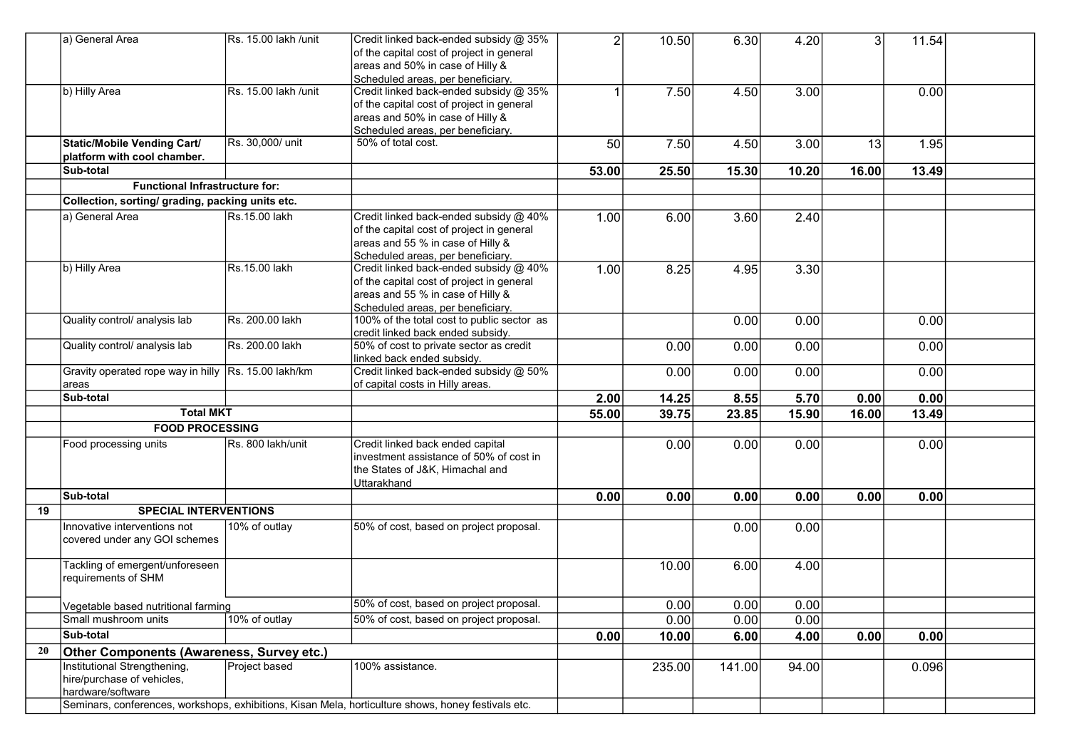| | | | | | | | | | | |
|---|---|---|---|---|---|---|---|---|---|---|
| | a) General Area | Rs. 15.00 lakh /unit | Credit linked back-ended subsidy @ 35% of the capital cost of project in general areas and 50% in case of Hilly & Scheduled areas, per beneficiary. | 2 | 10.50 | 6.30 | 4.20 | 3 | 11.54 | |
| | b) Hilly Area | Rs. 15.00 lakh /unit | Credit linked back-ended subsidy @ 35% of the capital cost of project in general areas and 50% in case of Hilly & Scheduled areas, per beneficiary. | 1 | 7.50 | 4.50 | 3.00 | | 0.00 | |
| | **Static/Mobile Vending Cart/ platform with cool chamber.** | Rs. 30,000/ unit | 50% of total cost. | 50 | 7.50 | 4.50 | 3.00 | 13 | 1.95 | |
| | **Sub-total** | | | **53.00** | **25.50** | **15.30** | **10.20** | **16.00** | **13.49** | |
| | **Functional Infrastructure for:** | | | | | | | | | |
| | **Collection, sorting/ grading, packing units etc.** | | | | | | | | | |
| | a) General Area | Rs.15.00 lakh | Credit linked back-ended subsidy @ 40% of the capital cost of project in general areas and 55 % in case of Hilly & Scheduled areas, per beneficiary. | 1.00 | 6.00 | 3.60 | 2.40 | | | |
| | b) Hilly Area | Rs.15.00 lakh | Credit linked back-ended subsidy @ 40% of the capital cost of project in general areas and 55 % in case of Hilly & Scheduled areas, per beneficiary. | 1.00 | 8.25 | 4.95 | 3.30 | | | |
| | Quality control/ analysis lab | Rs. 200.00 lakh | 100% of the total cost to public sector as credit linked back ended subsidy. | | | 0.00 | 0.00 | | 0.00 | |
| | Quality control/ analysis lab | Rs. 200.00 lakh | 50% of cost to private sector as credit linked back ended subsidy. | | 0.00 | 0.00 | 0.00 | | 0.00 | |
| | Gravity operated rope way in hilly areas | Rs. 15.00 lakh/km | Credit linked back-ended subsidy @ 50% of capital costs in Hilly areas. | | 0.00 | 0.00 | 0.00 | | 0.00 | |
| | **Sub-total** | | | **2.00** | **14.25** | **8.55** | **5.70** | **0.00** | **0.00** | |
| | **Total MKT** | | | **55.00** | **39.75** | **23.85** | **15.90** | **16.00** | **13.49** | |
| | **FOOD PROCESSING** | | | | | | | | | |
| | Food processing units | Rs. 800 lakh/unit | Credit linked back ended capital investment assistance of 50% of cost in the States of J&K, Himachal and Uttarakhand | | 0.00 | 0.00 | 0.00 | | 0.00 | |
| | **Sub-total** | | | **0.00** | **0.00** | **0.00** | **0.00** | **0.00** | **0.00** | |
| **19** | **SPECIAL INTERVENTIONS** | | | | | | | | | |
| | Innovative interventions not covered under any GOI schemes | 10% of outlay | 50% of cost, based on project proposal. | | | 0.00 | 0.00 | | | |
| | Tackling of emergent/unforeseen requirements of SHM | | | | 10.00 | 6.00 | 4.00 | | | |
| | Vegetable based nutritional farming | | 50% of cost, based on project proposal. | | 0.00 | 0.00 | 0.00 | | | |
| | Small mushroom units | 10% of outlay | 50% of cost, based on project proposal. | | 0.00 | 0.00 | 0.00 | | | |
| | **Sub-total** | | | **0.00** | **10.00** | **6.00** | **4.00** | **0.00** | **0.00** | |
| **20** | **Other Components (Awareness, Survey etc.)** | | | | | | | | | |
| | Institutional Strengthening, hire/purchase of vehicles, hardware/software | Project based | 100% assistance. | | 235.00 | 141.00 | 94.00 | | 0.096 | |
| | Seminars, conferences, workshops, exhibitions, Kisan Mela, horticulture shows, honey festivals etc. | | | | | | | | | |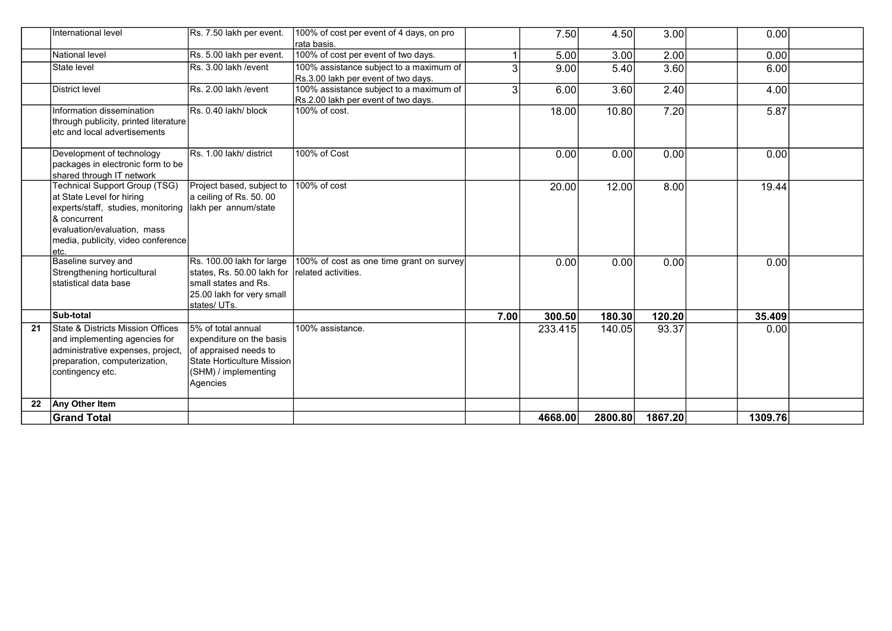| | | | | | | | | | | |
|---|---|---|---|---|---|---|---|---|---|---|
| | International level | Rs. 7.50 lakh per event. | 100% of cost per event of 4 days, on pro rata basis. | | 7.50 | 4.50 | 3.00 | | 0.00 | |
| | National level | Rs. 5.00 lakh per event. | 100% of cost per event of two days. | 1 | 5.00 | 3.00 | 2.00 | | 0.00 | |
| | State level | Rs. 3.00 lakh /event | 100% assistance subject to a maximum of Rs.3.00 lakh per event of two days. | 3 | 9.00 | 5.40 | 3.60 | | 6.00 | |
| | District level | Rs. 2.00 lakh /event | 100% assistance subject to a maximum of Rs.2.00 lakh per event of two days. | 3 | 6.00 | 3.60 | 2.40 | | 4.00 | |
| | Information dissemination through publicity, printed literature etc and local advertisements | Rs. 0.40 lakh/ block | 100% of cost. | | 18.00 | 10.80 | 7.20 | | 5.87 | |
| | Development of technology packages in electronic form to be shared through IT network | Rs. 1.00 lakh/ district | 100% of Cost | | 0.00 | 0.00 | 0.00 | | 0.00 | |
| | Technical Support Group (TSG) at State Level for hiring experts/staff, studies, monitoring & concurrent evaluation/evaluation, mass media, publicity, video conference etc. | Project based, subject to a ceiling of Rs. 50. 00 lakh per annum/state | 100% of cost | | 20.00 | 12.00 | 8.00 | | 19.44 | |
| | Baseline survey and Strengthening horticultural statistical data base | Rs. 100.00 lakh for large states, Rs. 50.00 lakh for small states and Rs. 25.00 lakh for very small states/ UTs. | 100% of cost as one time grant on survey related activities. | | 0.00 | 0.00 | 0.00 | | 0.00 | |
| | **Sub-total** | | | **7.00** | **300.50** | **180.30** | **120.20** | | **35.409** | |
| **21** | State & Districts Mission Offices and implementing agencies for administrative expenses, project, preparation, computerization, contingency etc. | 5% of total annual expenditure on the basis of appraised needs to State Horticulture Mission (SHM) / implementing Agencies | 100% assistance. | | 233.415 | 140.05 | 93.37 | | 0.00 | |
| **22** | **Any Other Item** | | | | | | | | | |
| | **Grand Total** | | | | **4668.00** | **2800.80** | **1867.20** | | **1309.76** | |